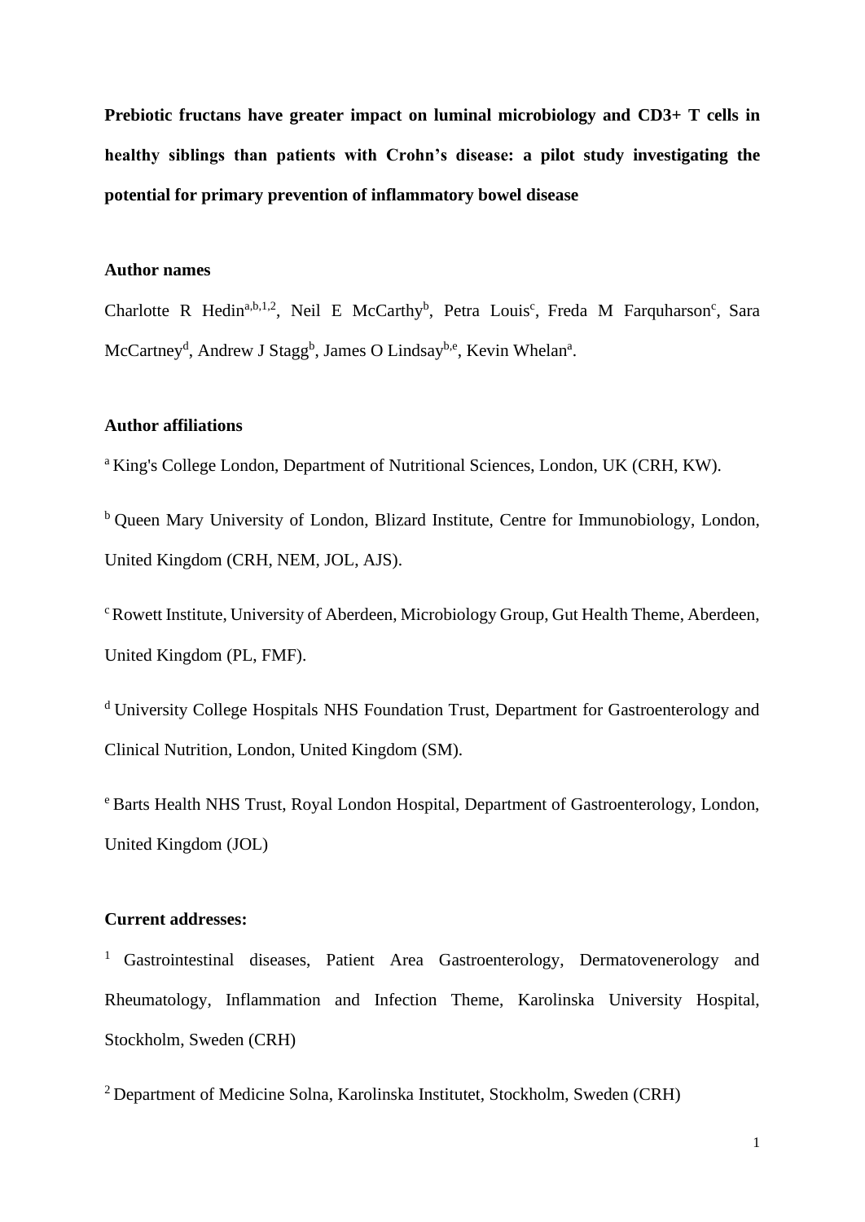**Prebiotic fructans have greater impact on luminal microbiology and CD3+ T cells in healthy siblings than patients with Crohn's disease: a pilot study investigating the potential for primary prevention of inflammatory bowel disease**

**Author names**

Charlotte R Hedin[a,b,1,2], Neil E McCarthy[b], Petra Louis[c], Freda M Farquharson[c], Sara McCartney[d], Andrew J Stagg[b], James O Lindsay[b,e], Kevin Whelan[a].

**Author affiliations**

[a] King's College London, Department of Nutritional Sciences, London, UK (CRH, KW).

[b] Queen Mary University of London, Blizard Institute, Centre for Immunobiology, London, United Kingdom (CRH, NEM, JOL, AJS).

[c] Rowett Institute, University of Aberdeen, Microbiology Group, Gut Health Theme, Aberdeen, United Kingdom (PL, FMF).

[d] University College Hospitals NHS Foundation Trust, Department for Gastroenterology and Clinical Nutrition, London, United Kingdom (SM).

[e] Barts Health NHS Trust, Royal London Hospital, Department of Gastroenterology, London, United Kingdom (JOL)

**Current addresses:**

[1] Gastrointestinal diseases, Patient Area Gastroenterology, Dermatovenerology and Rheumatology, Inflammation and Infection Theme, Karolinska University Hospital, Stockholm, Sweden (CRH)

[2] Department of Medicine Solna, Karolinska Institutet, Stockholm, Sweden (CRH)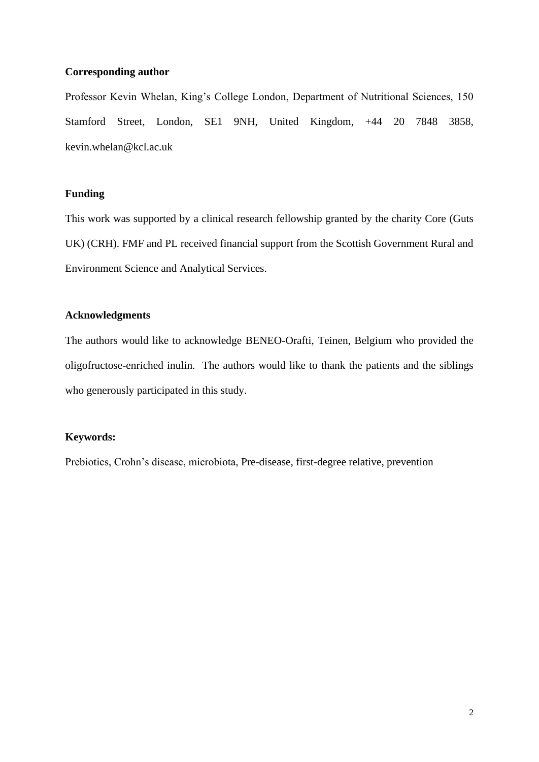**Corresponding author**

Professor Kevin Whelan, King's College London, Department of Nutritional Sciences, 150 Stamford Street, London, SE1 9NH, United Kingdom, +44 20 7848 3858, kevin.whelan@kcl.ac.uk

**Funding**

This work was supported by a clinical research fellowship granted by the charity Core (Guts UK) (CRH). FMF and PL received financial support from the Scottish Government Rural and Environment Science and Analytical Services.

**Acknowledgments**

The authors would like to acknowledge BENEO-Orafti, Teinen, Belgium who provided the oligofructose-enriched inulin. The authors would like to thank the patients and the siblings who generously participated in this study.

**Keywords:**

Prebiotics, Crohn's disease, microbiota, Pre-disease, first-degree relative, prevention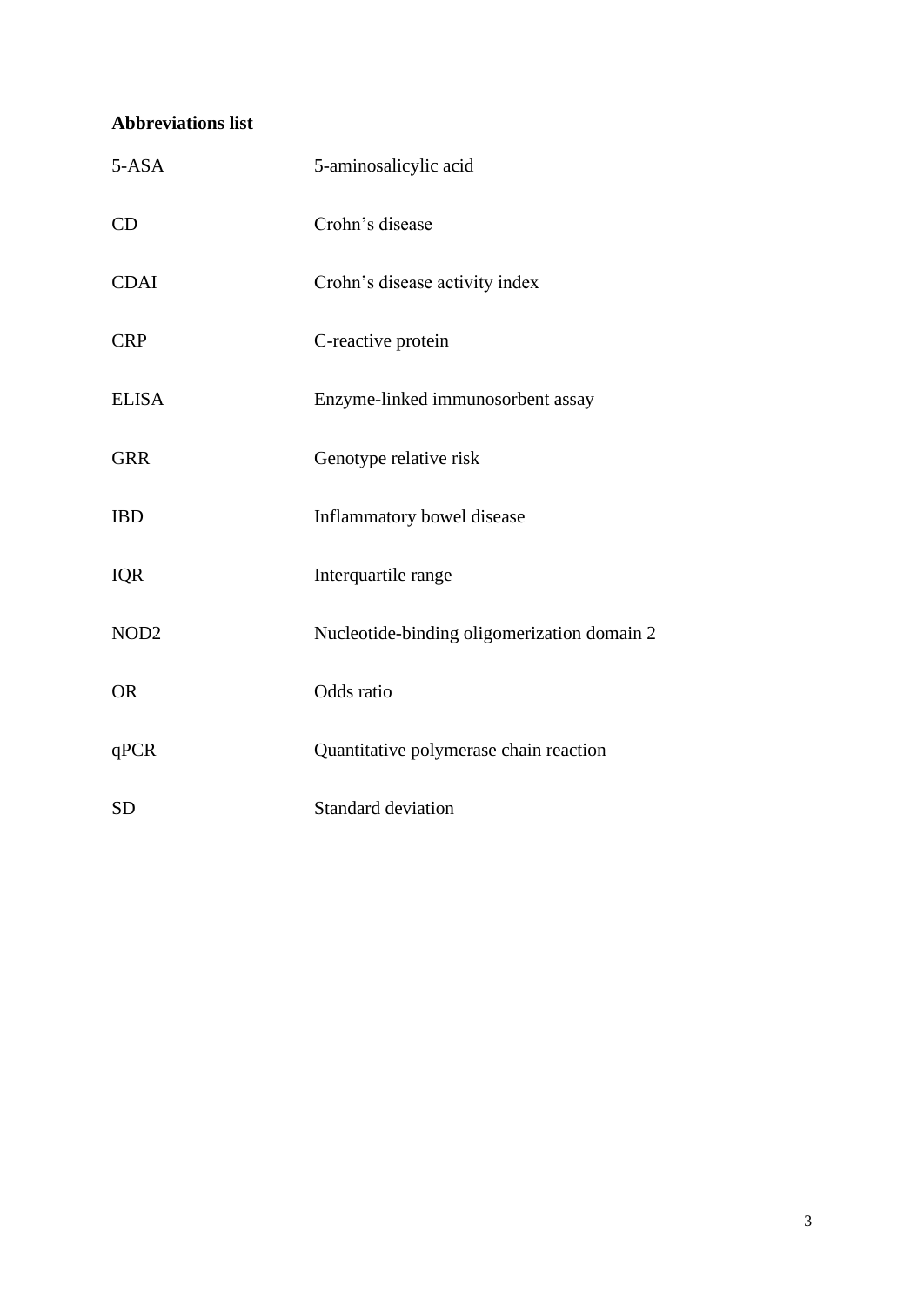**Abbreviations list**

| | |
|---|---|
| 5-ASA | 5-aminosalicylic acid |
| CD | Crohn's disease |
| CDAI | Crohn's disease activity index |
| CRP | C-reactive protein |
| ELISA | Enzyme-linked immunosorbent assay |
| GRR | Genotype relative risk |
| IBD | Inflammatory bowel disease |
| IQR | Interquartile range |
| NOD2 | Nucleotide-binding oligomerization domain 2 |
| OR | Odds ratio |
| qPCR | Quantitative polymerase chain reaction |
| SD | Standard deviation |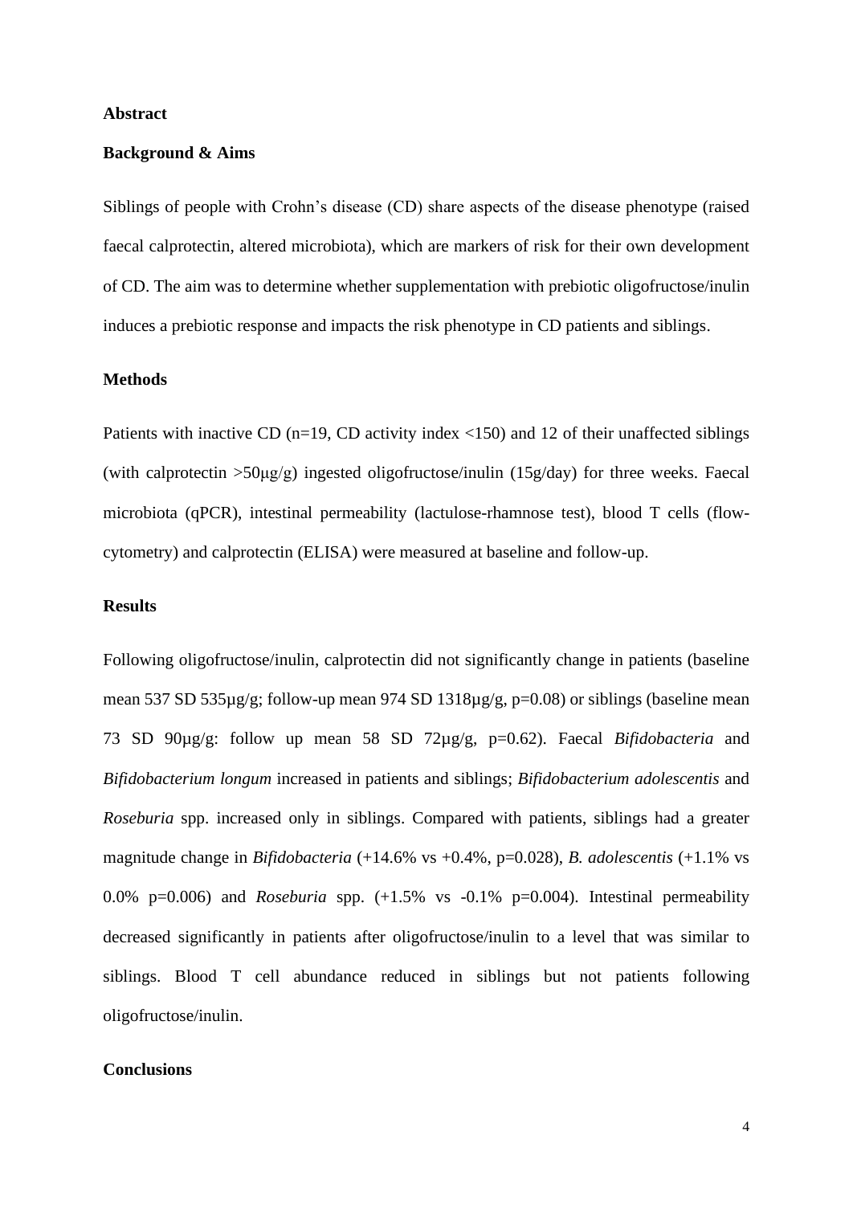## Abstract

### Background & Aims

Siblings of people with Crohn's disease (CD) share aspects of the disease phenotype (raised faecal calprotectin, altered microbiota), which are markers of risk for their own development of CD. The aim was to determine whether supplementation with prebiotic oligofructose/inulin induces a prebiotic response and impacts the risk phenotype in CD patients and siblings.

### Methods

Patients with inactive CD (n=19, CD activity index <150) and 12 of their unaffected siblings (with calprotectin >50μg/g) ingested oligofructose/inulin (15g/day) for three weeks. Faecal microbiota (qPCR), intestinal permeability (lactulose-rhamnose test), blood T cells (flow-cytometry) and calprotectin (ELISA) were measured at baseline and follow-up.

### Results

Following oligofructose/inulin, calprotectin did not significantly change in patients (baseline mean 537 SD 535μg/g; follow-up mean 974 SD 1318μg/g, p=0.08) or siblings (baseline mean 73 SD 90μg/g: follow up mean 58 SD 72μg/g, p=0.62). Faecal *Bifidobacteria* and *Bifidobacterium longum* increased in patients and siblings; *Bifidobacterium adolescentis* and *Roseburia* spp. increased only in siblings. Compared with patients, siblings had a greater magnitude change in *Bifidobacteria* (+14.6% vs +0.4%, p=0.028), *B. adolescentis* (+1.1% vs 0.0% p=0.006) and *Roseburia* spp. (+1.5% vs -0.1% p=0.004). Intestinal permeability decreased significantly in patients after oligofructose/inulin to a level that was similar to siblings. Blood T cell abundance reduced in siblings but not patients following oligofructose/inulin.

### Conclusions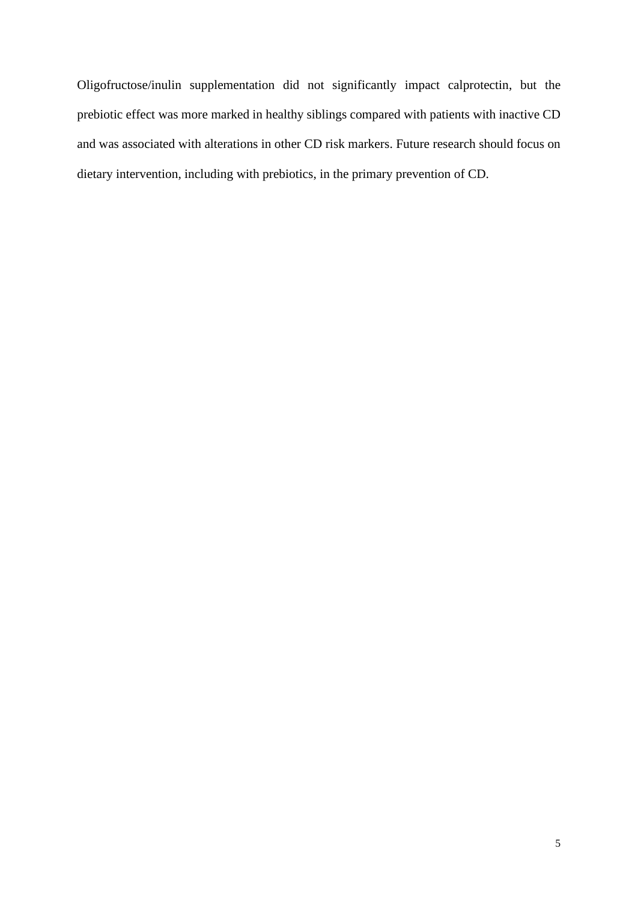Oligofructose/inulin supplementation did not significantly impact calprotectin, but the prebiotic effect was more marked in healthy siblings compared with patients with inactive CD and was associated with alterations in other CD risk markers. Future research should focus on dietary intervention, including with prebiotics, in the primary prevention of CD.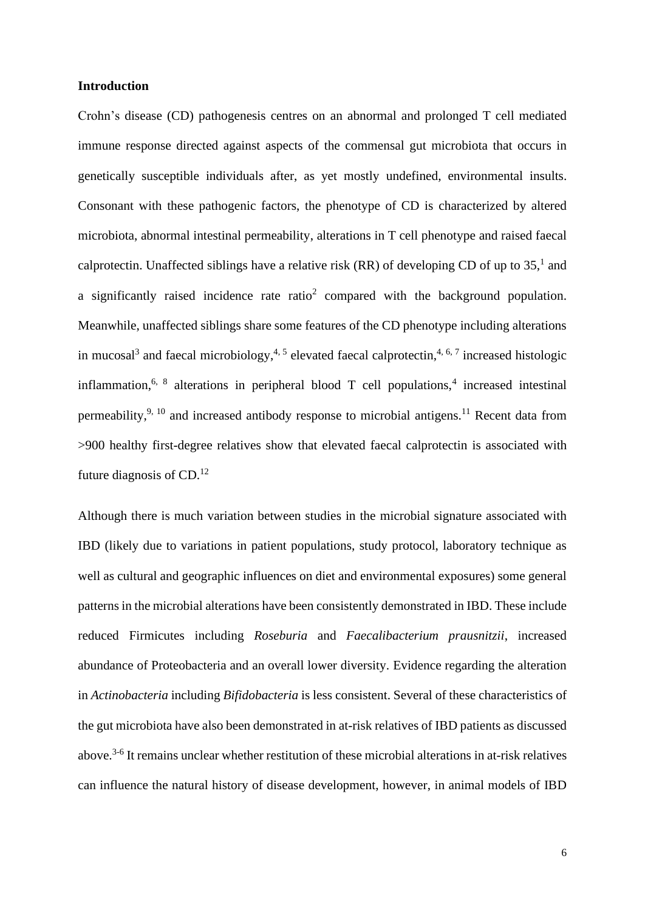## Introduction

Crohn's disease (CD) pathogenesis centres on an abnormal and prolonged T cell mediated immune response directed against aspects of the commensal gut microbiota that occurs in genetically susceptible individuals after, as yet mostly undefined, environmental insults. Consonant with these pathogenic factors, the phenotype of CD is characterized by altered microbiota, abnormal intestinal permeability, alterations in T cell phenotype and raised faecal calprotectin. Unaffected siblings have a relative risk (RR) of developing CD of up to 35,[1] and a significantly raised incidence rate ratio[2] compared with the background population. Meanwhile, unaffected siblings share some features of the CD phenotype including alterations in mucosal[3] and faecal microbiology,[4, 5] elevated faecal calprotectin,[4, 6, 7] increased histologic inflammation,[6, 8] alterations in peripheral blood T cell populations,[4] increased intestinal permeability,[9, 10] and increased antibody response to microbial antigens.[11] Recent data from >900 healthy first-degree relatives show that elevated faecal calprotectin is associated with future diagnosis of CD.[12]

Although there is much variation between studies in the microbial signature associated with IBD (likely due to variations in patient populations, study protocol, laboratory technique as well as cultural and geographic influences on diet and environmental exposures) some general patterns in the microbial alterations have been consistently demonstrated in IBD. These include reduced Firmicutes including *Roseburia* and *Faecalibacterium prausnitzii*, increased abundance of Proteobacteria and an overall lower diversity. Evidence regarding the alteration in *Actinobacteria* including *Bifidobacteria* is less consistent. Several of these characteristics of the gut microbiota have also been demonstrated in at-risk relatives of IBD patients as discussed above.[3-6] It remains unclear whether restitution of these microbial alterations in at-risk relatives can influence the natural history of disease development, however, in animal models of IBD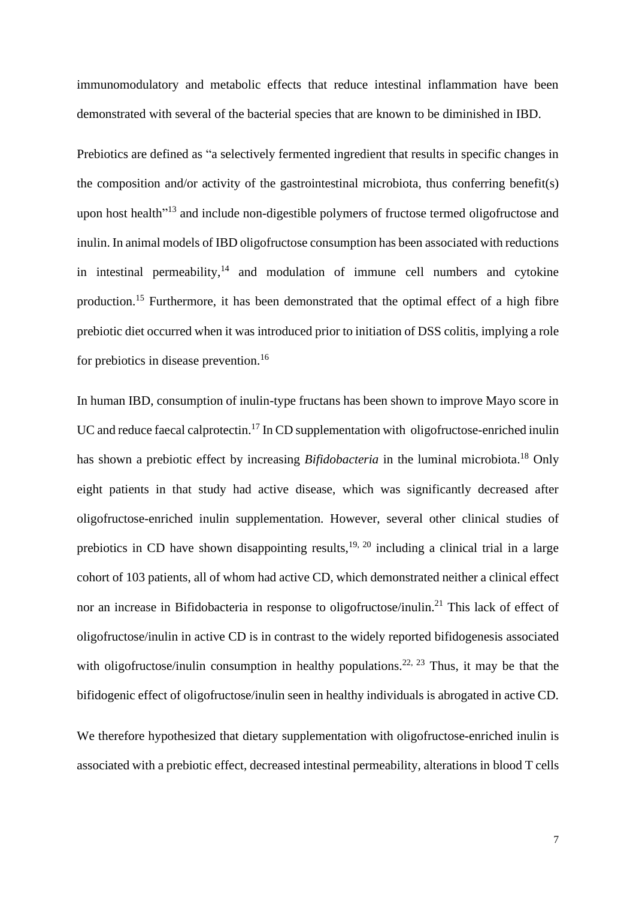immunomodulatory and metabolic effects that reduce intestinal inflammation have been demonstrated with several of the bacterial species that are known to be diminished in IBD.

Prebiotics are defined as "a selectively fermented ingredient that results in specific changes in the composition and/or activity of the gastrointestinal microbiota, thus conferring benefit(s) upon host health"[13] and include non-digestible polymers of fructose termed oligofructose and inulin. In animal models of IBD oligofructose consumption has been associated with reductions in intestinal permeability,[14] and modulation of immune cell numbers and cytokine production.[15] Furthermore, it has been demonstrated that the optimal effect of a high fibre prebiotic diet occurred when it was introduced prior to initiation of DSS colitis, implying a role for prebiotics in disease prevention.[16]

In human IBD, consumption of inulin-type fructans has been shown to improve Mayo score in UC and reduce faecal calprotectin.[17] In CD supplementation with oligofructose-enriched inulin has shown a prebiotic effect by increasing *Bifidobacteria* in the luminal microbiota.[18] Only eight patients in that study had active disease, which was significantly decreased after oligofructose-enriched inulin supplementation. However, several other clinical studies of prebiotics in CD have shown disappointing results,[19, 20] including a clinical trial in a large cohort of 103 patients, all of whom had active CD, which demonstrated neither a clinical effect nor an increase in Bifidobacteria in response to oligofructose/inulin.[21] This lack of effect of oligofructose/inulin in active CD is in contrast to the widely reported bifidogenesis associated with oligofructose/inulin consumption in healthy populations.[22, 23] Thus, it may be that the bifidogenic effect of oligofructose/inulin seen in healthy individuals is abrogated in active CD.

We therefore hypothesized that dietary supplementation with oligofructose-enriched inulin is associated with a prebiotic effect, decreased intestinal permeability, alterations in blood T cells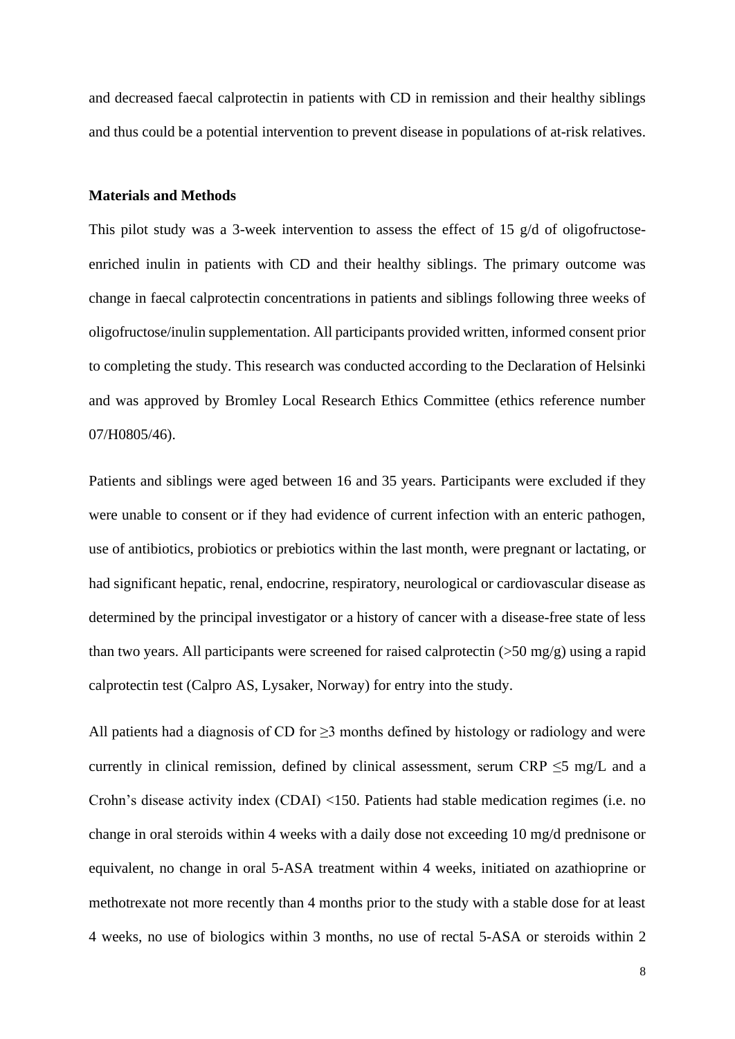and decreased faecal calprotectin in patients with CD in remission and their healthy siblings and thus could be a potential intervention to prevent disease in populations of at-risk relatives.

**Materials and Methods**

This pilot study was a 3-week intervention to assess the effect of 15 g/d of oligofructose-enriched inulin in patients with CD and their healthy siblings. The primary outcome was change in faecal calprotectin concentrations in patients and siblings following three weeks of oligofructose/inulin supplementation. All participants provided written, informed consent prior to completing the study. This research was conducted according to the Declaration of Helsinki and was approved by Bromley Local Research Ethics Committee (ethics reference number 07/H0805/46).

Patients and siblings were aged between 16 and 35 years. Participants were excluded if they were unable to consent or if they had evidence of current infection with an enteric pathogen, use of antibiotics, probiotics or prebiotics within the last month, were pregnant or lactating, or had significant hepatic, renal, endocrine, respiratory, neurological or cardiovascular disease as determined by the principal investigator or a history of cancer with a disease-free state of less than two years. All participants were screened for raised calprotectin (>50 mg/g) using a rapid calprotectin test (Calpro AS, Lysaker, Norway) for entry into the study.

All patients had a diagnosis of CD for ≥3 months defined by histology or radiology and were currently in clinical remission, defined by clinical assessment, serum CRP ≤5 mg/L and a Crohn's disease activity index (CDAI) <150. Patients had stable medication regimes (i.e. no change in oral steroids within 4 weeks with a daily dose not exceeding 10 mg/d prednisone or equivalent, no change in oral 5-ASA treatment within 4 weeks, initiated on azathioprine or methotrexate not more recently than 4 months prior to the study with a stable dose for at least 4 weeks, no use of biologics within 3 months, no use of rectal 5-ASA or steroids within 2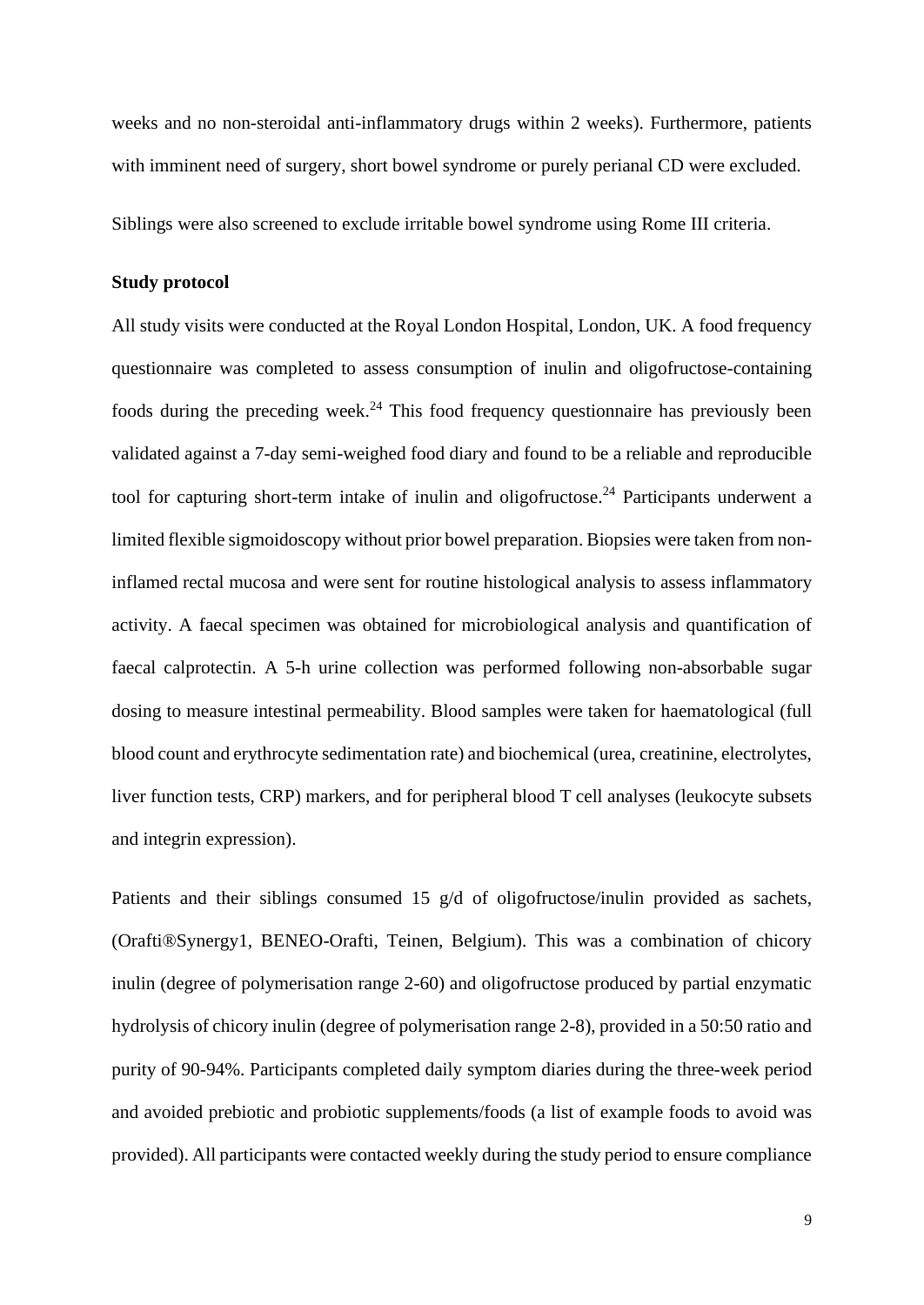weeks and no non-steroidal anti-inflammatory drugs within 2 weeks). Furthermore, patients with imminent need of surgery, short bowel syndrome or purely perianal CD were excluded.

Siblings were also screened to exclude irritable bowel syndrome using Rome III criteria.

### Study protocol

All study visits were conducted at the Royal London Hospital, London, UK. A food frequency questionnaire was completed to assess consumption of inulin and oligofructose-containing foods during the preceding week.[24] This food frequency questionnaire has previously been validated against a 7-day semi-weighed food diary and found to be a reliable and reproducible tool for capturing short-term intake of inulin and oligofructose.[24] Participants underwent a limited flexible sigmoidoscopy without prior bowel preparation. Biopsies were taken from non-inflamed rectal mucosa and were sent for routine histological analysis to assess inflammatory activity. A faecal specimen was obtained for microbiological analysis and quantification of faecal calprotectin. A 5-h urine collection was performed following non-absorbable sugar dosing to measure intestinal permeability. Blood samples were taken for haematological (full blood count and erythrocyte sedimentation rate) and biochemical (urea, creatinine, electrolytes, liver function tests, CRP) markers, and for peripheral blood T cell analyses (leukocyte subsets and integrin expression).

Patients and their siblings consumed 15 g/d of oligofructose/inulin provided as sachets, (Orafti®Synergy1, BENEO-Orafti, Teinen, Belgium). This was a combination of chicory inulin (degree of polymerisation range 2-60) and oligofructose produced by partial enzymatic hydrolysis of chicory inulin (degree of polymerisation range 2-8), provided in a 50:50 ratio and purity of 90-94%. Participants completed daily symptom diaries during the three-week period and avoided prebiotic and probiotic supplements/foods (a list of example foods to avoid was provided). All participants were contacted weekly during the study period to ensure compliance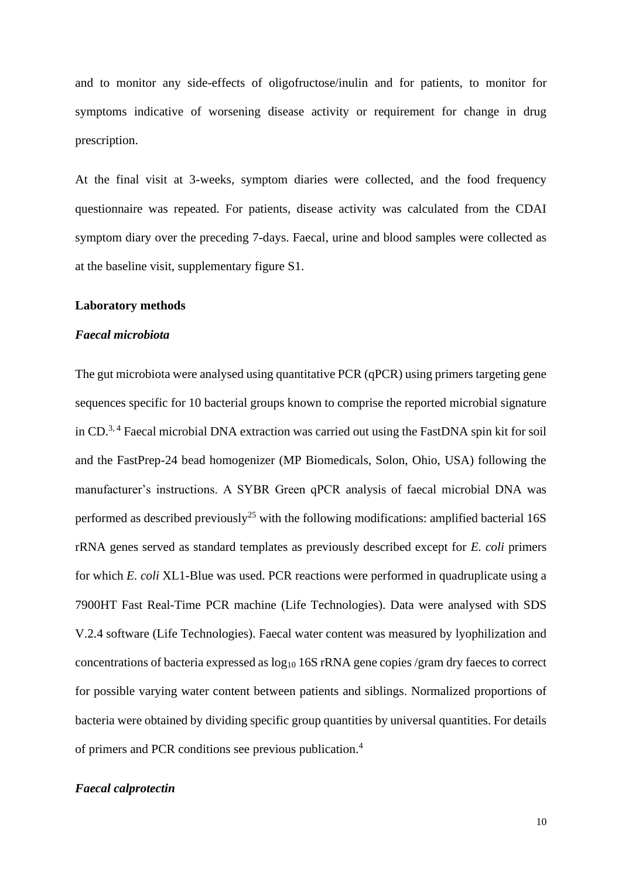and to monitor any side-effects of oligofructose/inulin and for patients, to monitor for symptoms indicative of worsening disease activity or requirement for change in drug prescription.

At the final visit at 3-weeks, symptom diaries were collected, and the food frequency questionnaire was repeated. For patients, disease activity was calculated from the CDAI symptom diary over the preceding 7-days. Faecal, urine and blood samples were collected as at the baseline visit, supplementary figure S1.

**Laboratory methods**

***Faecal microbiota***

The gut microbiota were analysed using quantitative PCR (qPCR) using primers targeting gene sequences specific for 10 bacterial groups known to comprise the reported microbial signature in CD.[3, 4] Faecal microbial DNA extraction was carried out using the FastDNA spin kit for soil and the FastPrep-24 bead homogenizer (MP Biomedicals, Solon, Ohio, USA) following the manufacturer's instructions. A SYBR Green qPCR analysis of faecal microbial DNA was performed as described previously[25] with the following modifications: amplified bacterial 16S rRNA genes served as standard templates as previously described except for *E. coli* primers for which *E. coli* XL1-Blue was used. PCR reactions were performed in quadruplicate using a 7900HT Fast Real-Time PCR machine (Life Technologies). Data were analysed with SDS V.2.4 software (Life Technologies). Faecal water content was measured by lyophilization and concentrations of bacteria expressed as $\log_{10}$ 16S rRNA gene copies /gram dry faeces to correct for possible varying water content between patients and siblings. Normalized proportions of bacteria were obtained by dividing specific group quantities by universal quantities. For details of primers and PCR conditions see previous publication.[4]

***Faecal calprotectin***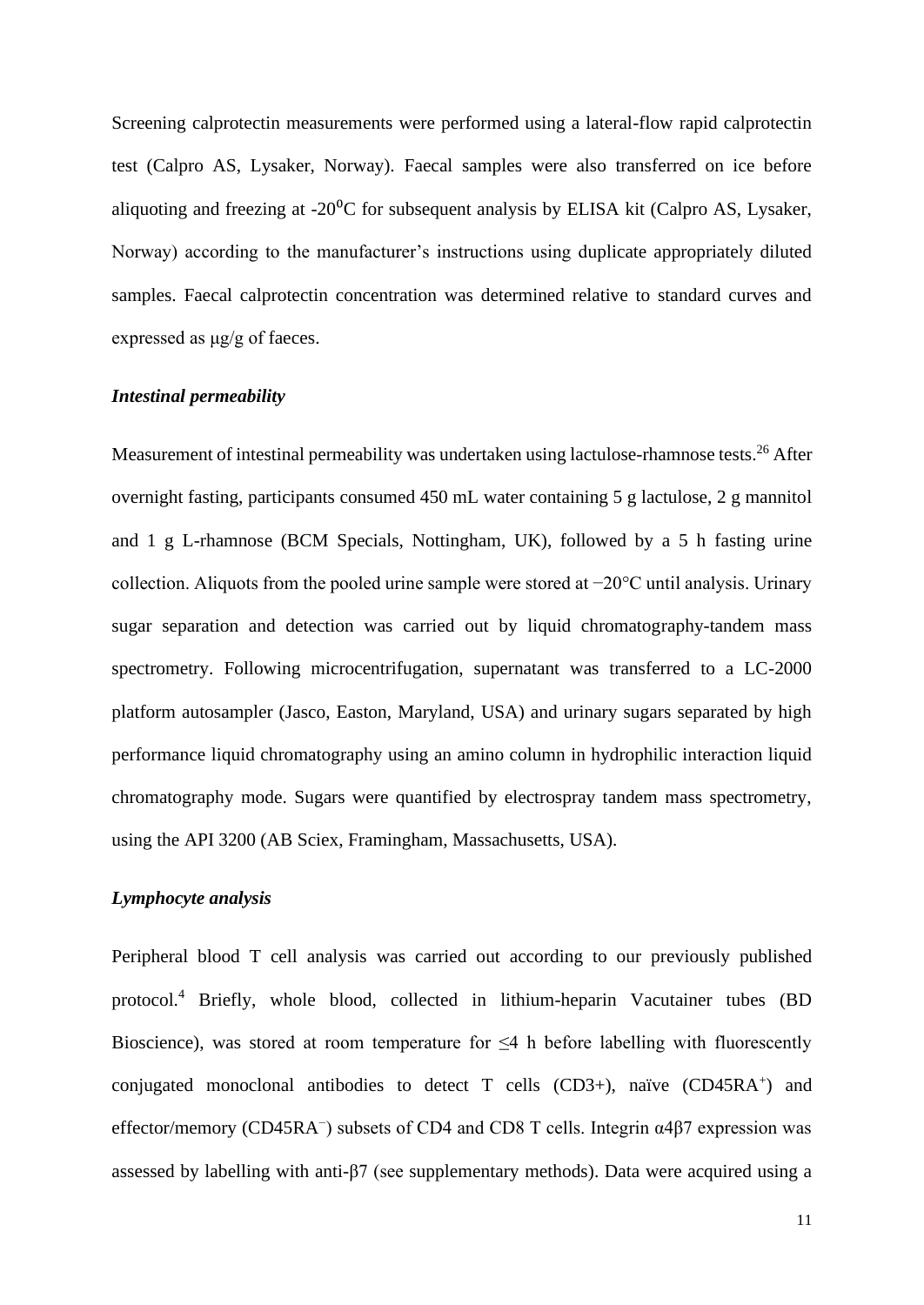Screening calprotectin measurements were performed using a lateral-flow rapid calprotectin test (Calpro AS, Lysaker, Norway). Faecal samples were also transferred on ice before aliquoting and freezing at -20$^0$C for subsequent analysis by ELISA kit (Calpro AS, Lysaker, Norway) according to the manufacturer's instructions using duplicate appropriately diluted samples. Faecal calprotectin concentration was determined relative to standard curves and expressed as μg/g of faeces.

### *Intestinal permeability*

Measurement of intestinal permeability was undertaken using lactulose-rhamnose tests.[26] After overnight fasting, participants consumed 450 mL water containing 5 g lactulose, 2 g mannitol and 1 g L-rhamnose (BCM Specials, Nottingham, UK), followed by a 5 h fasting urine collection. Aliquots from the pooled urine sample were stored at −20°C until analysis. Urinary sugar separation and detection was carried out by liquid chromatography-tandem mass spectrometry. Following microcentrifugation, supernatant was transferred to a LC-2000 platform autosampler (Jasco, Easton, Maryland, USA) and urinary sugars separated by high performance liquid chromatography using an amino column in hydrophilic interaction liquid chromatography mode. Sugars were quantified by electrospray tandem mass spectrometry, using the API 3200 (AB Sciex, Framingham, Massachusetts, USA).

### *Lymphocyte analysis*

Peripheral blood T cell analysis was carried out according to our previously published protocol.[4] Briefly, whole blood, collected in lithium-heparin Vacutainer tubes (BD Bioscience), was stored at room temperature for ≤4 h before labelling with fluorescently conjugated monoclonal antibodies to detect T cells (CD3+), naïve ($CD45RA^+$) and effector/memory ($CD45RA^–$) subsets of CD4 and CD8 T cells. Integrin α4β7 expression was assessed by labelling with anti-β7 (see supplementary methods). Data were acquired using a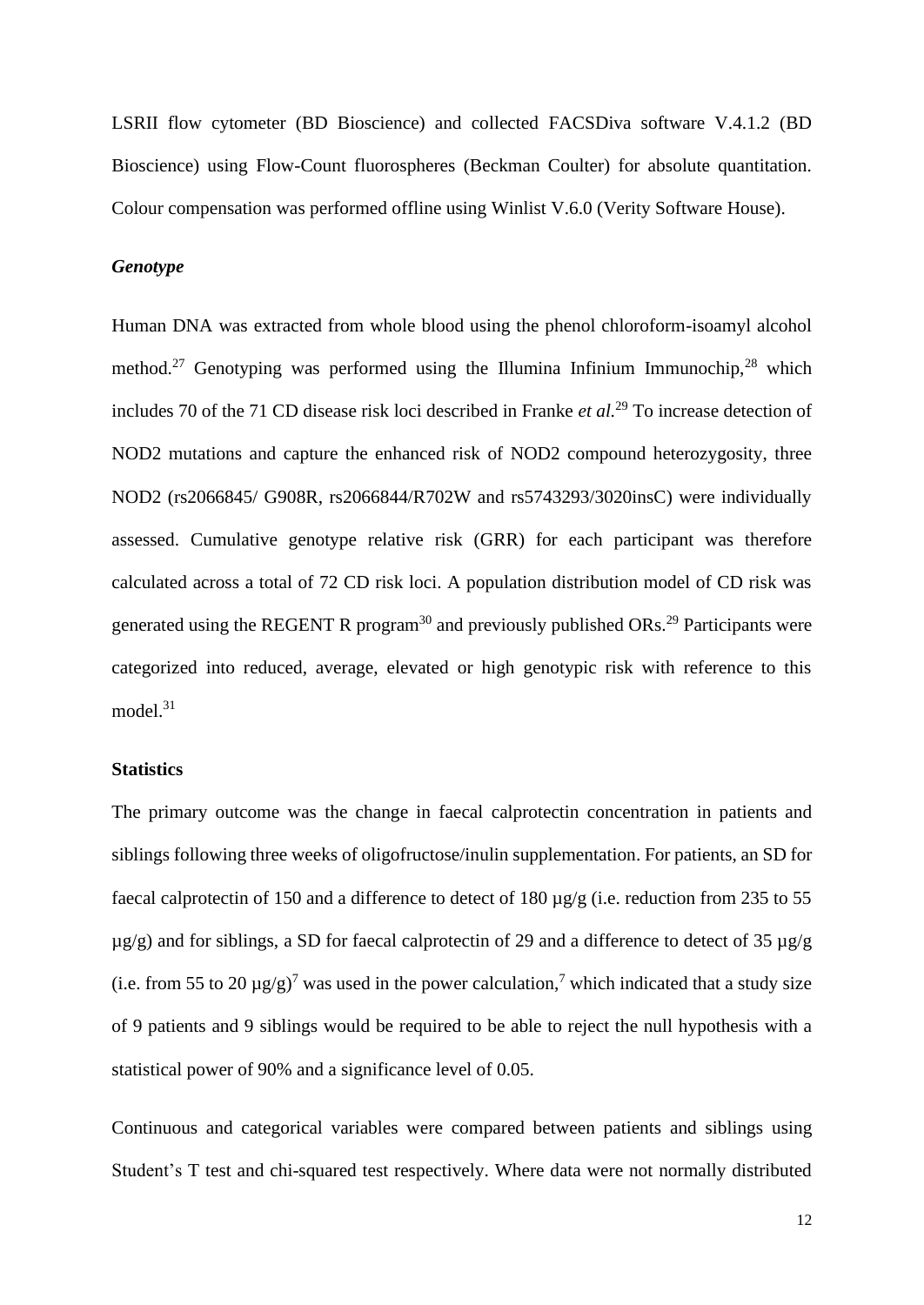LSRII flow cytometer (BD Bioscience) and collected FACSDiva software V.4.1.2 (BD Bioscience) using Flow-Count fluorospheres (Beckman Coulter) for absolute quantitation. Colour compensation was performed offline using Winlist V.6.0 (Verity Software House).

### *Genotype*

Human DNA was extracted from whole blood using the phenol chloroform-isoamyl alcohol method.[27] Genotyping was performed using the Illumina Infinium Immunochip,[28] which includes 70 of the 71 CD disease risk loci described in Franke *et al.*[29] To increase detection of NOD2 mutations and capture the enhanced risk of NOD2 compound heterozygosity, three NOD2 (rs2066845/ G908R, rs2066844/R702W and rs5743293/3020insC) were individually assessed. Cumulative genotype relative risk (GRR) for each participant was therefore calculated across a total of 72 CD risk loci. A population distribution model of CD risk was generated using the REGENT R program[30] and previously published ORs.[29] Participants were categorized into reduced, average, elevated or high genotypic risk with reference to this model.[31]

### **Statistics**

The primary outcome was the change in faecal calprotectin concentration in patients and siblings following three weeks of oligofructose/inulin supplementation. For patients, an SD for faecal calprotectin of 150 and a difference to detect of 180 µg/g (i.e. reduction from 235 to 55 µg/g) and for siblings, a SD for faecal calprotectin of 29 and a difference to detect of 35 µg/g (i.e. from 55 to 20 µg/g)[7] was used in the power calculation,[7] which indicated that a study size of 9 patients and 9 siblings would be required to be able to reject the null hypothesis with a statistical power of 90% and a significance level of 0.05.

Continuous and categorical variables were compared between patients and siblings using Student's T test and chi-squared test respectively. Where data were not normally distributed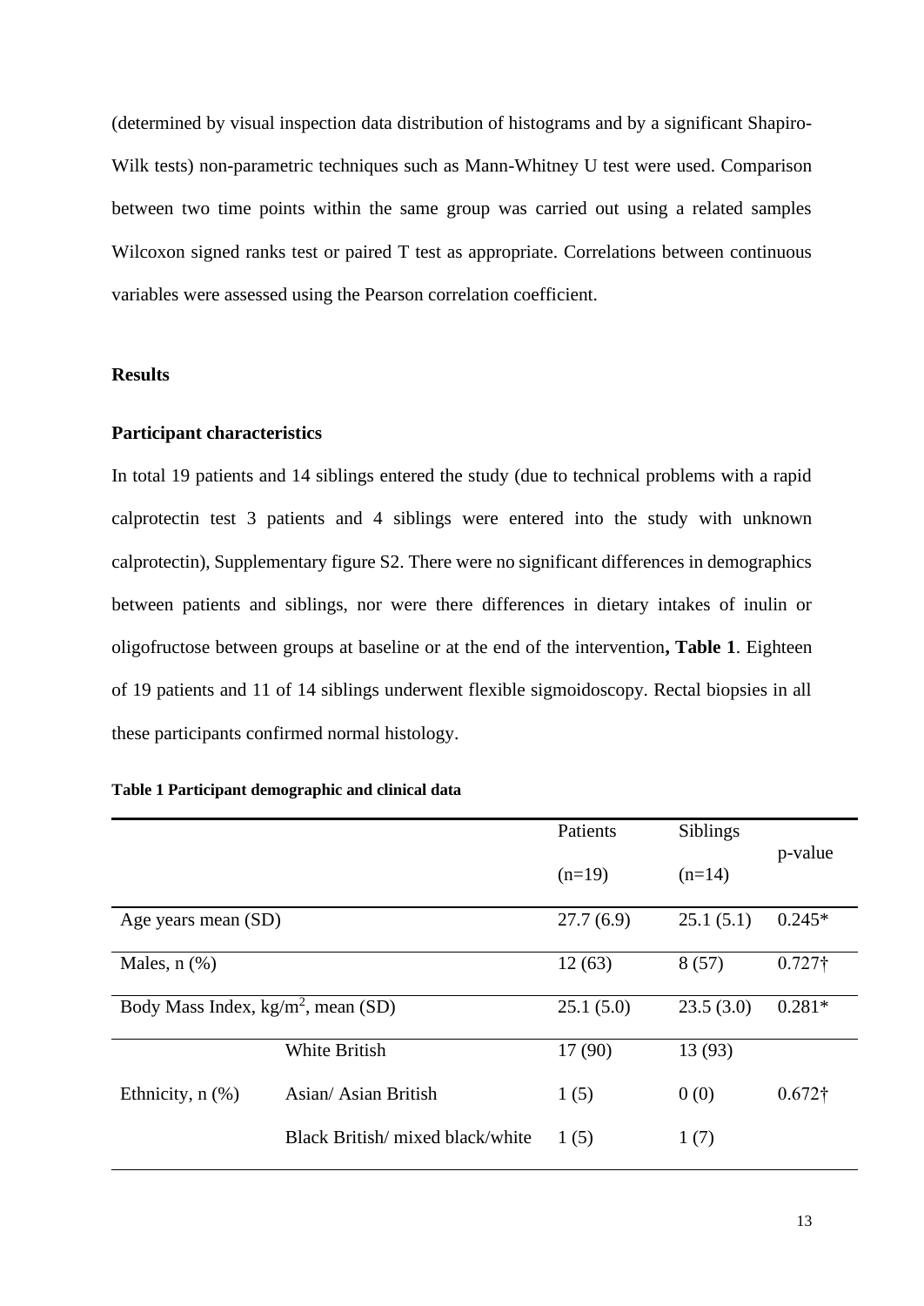(determined by visual inspection data distribution of histograms and by a significant Shapiro-Wilk tests) non-parametric techniques such as Mann-Whitney U test were used. Comparison between two time points within the same group was carried out using a related samples Wilcoxon signed ranks test or paired T test as appropriate. Correlations between continuous variables were assessed using the Pearson correlation coefficient.

## Results

### Participant characteristics

In total 19 patients and 14 siblings entered the study (due to technical problems with a rapid calprotectin test 3 patients and 4 siblings were entered into the study with unknown calprotectin), Supplementary figure S2. There were no significant differences in demographics between patients and siblings, nor were there differences in dietary intakes of inulin or oligofructose between groups at baseline or at the end of the intervention**, Table 1**. Eighteen of 19 patients and 11 of 14 siblings underwent flexible sigmoidoscopy. Rectal biopsies in all these participants confirmed normal histology.

**Table 1 Participant demographic and clinical data**

| | | Patients (n=19) | Siblings (n=14) | p-value |
|---|---|---|---|---|
| Age years mean (SD) | | 27.7 (6.9) | 25.1 (5.1) | 0.245* |
| Males, n (%) | | 12 (63) | 8 (57) | 0.727† |
| Body Mass Index, kg/m$^2$, mean (SD) | | 25.1 (5.0) | 23.5 (3.0) | 0.281* |
| Ethnicity, n (%) | White British | 17 (90) | 13 (93) | 0.672† |
| | Asian/ Asian British | 1 (5) | 0 (0) | |
| | Black British/ mixed black/white | 1 (5) | 1 (7) | |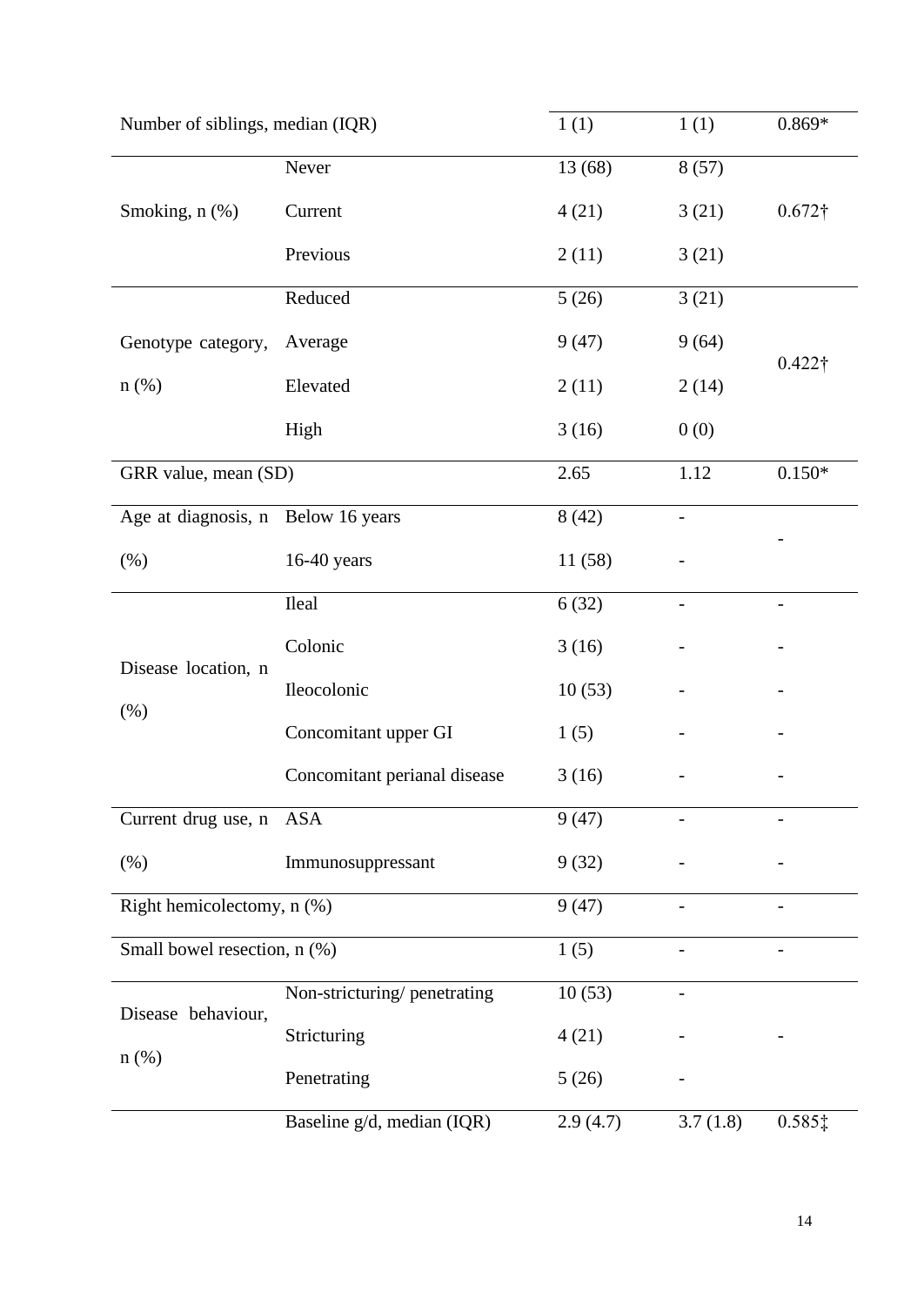| | | | | |
|---|---|---|---|---|
| Number of siblings, median (IQR) | | 1 (1) | 1 (1) | 0.869* |
| Smoking, n (%) | Never | 13 (68) | 8 (57) | 0.672† |
| | Current | 4 (21) | 3 (21) | |
| | Previous | 2 (11) | 3 (21) | |
| Genotype category, n (%) | Reduced | 5 (26) | 3 (21) | 0.422† |
| | Average | 9 (47) | 9 (64) | |
| | Elevated | 2 (11) | 2 (14) | |
| | High | 3 (16) | 0 (0) | |
| GRR value, mean (SD) | | 2.65 | 1.12 | 0.150* |
| Age at diagnosis, n (%) | Below 16 years | 8 (42) | - | - |
| | 16-40 years | 11 (58) | - | |
| Disease location, n (%) | Ileal | 6 (32) | - | - |
| | Colonic | 3 (16) | - | - |
| | Ileocolonic | 10 (53) | - | - |
| | Concomitant upper GI | 1 (5) | - | - |
| | Concomitant perianal disease | 3 (16) | - | - |
| Current drug use, n (%) | ASA | 9 (47) | - | - |
| | Immunosuppressant | 9 (32) | - | - |
| Right hemicolectomy, n (%) | | 9 (47) | - | - |
| Small bowel resection, n (%) | | 1 (5) | - | - |
| Disease behaviour, n (%) | Non-stricturing/ penetrating | 10 (53) | - | - |
| | Stricturing | 4 (21) | - | |
| | Penetrating | 5 (26) | - | |
| | Baseline g/d, median (IQR) | 2.9 (4.7) | 3.7 (1.8) | 0.585‡ |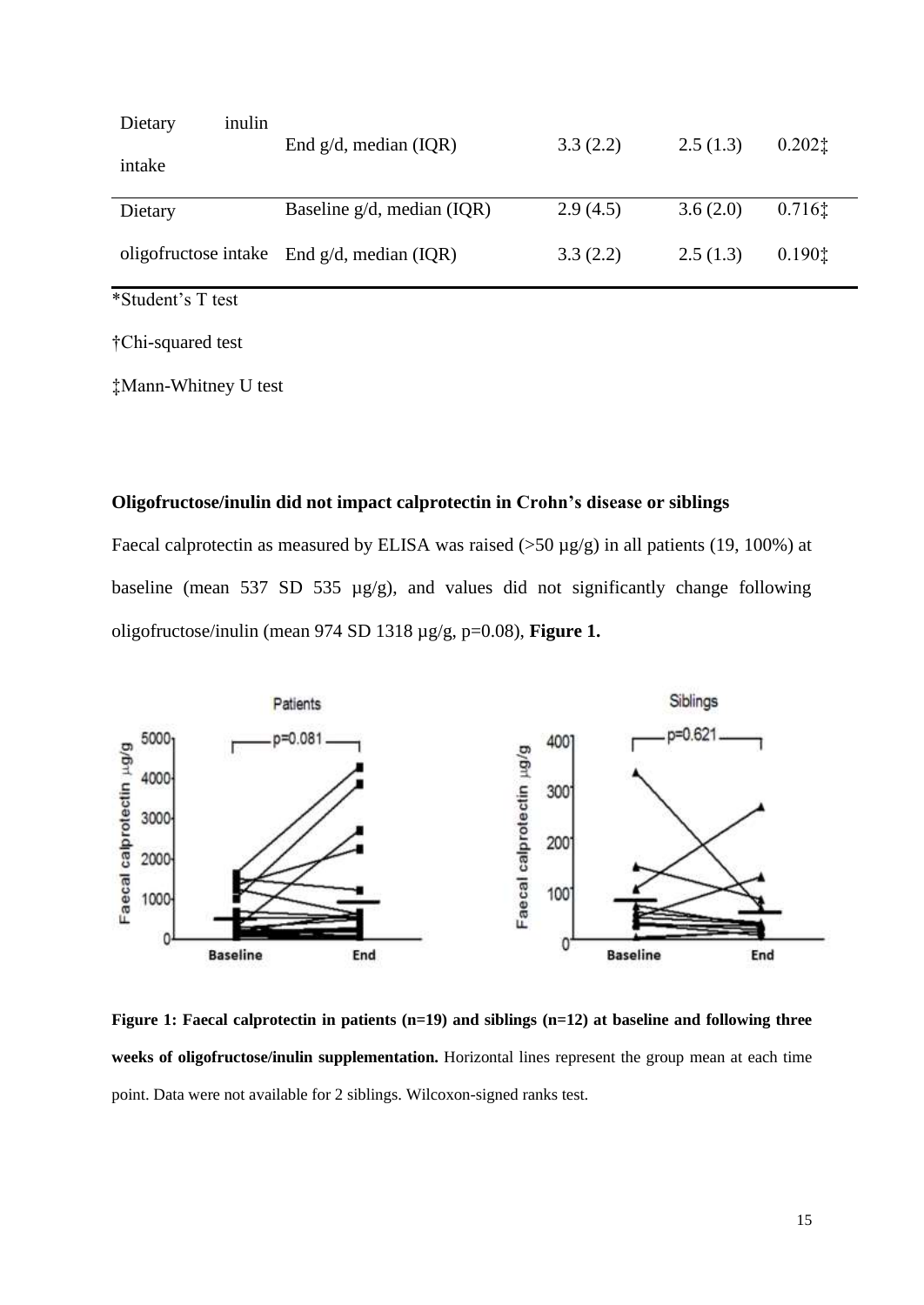| Dietary inulin intake | End g/d, median (IQR) | 3.3 (2.2) | 2.5 (1.3) | 0.202‡ |
|---|---|---|---|---|
| Dietary oligofructose intake | Baseline g/d, median (IQR) | 2.9 (4.5) | 3.6 (2.0) | 0.716‡ |
| | End g/d, median (IQR) | 3.3 (2.2) | 2.5 (1.3) | 0.190‡ |

*Student's T test

†Chi-squared test

‡Mann-Whitney U test

### Oligofructose/inulin did not impact calprotectin in Crohn's disease or siblings

Faecal calprotectin as measured by ELISA was raised (>50 µg/g) in all patients (19, 100%) at baseline (mean 537 SD 535 µg/g), and values did not significantly change following oligofructose/inulin (mean 974 SD 1318 µg/g, p=0.08), **Figure 1.**

**Figure 1: Faecal calprotectin in patients (n=19) and siblings (n=12) at baseline and following three weeks of oligofructose/inulin supplementation.** Horizontal lines represent the group mean at each time point. Data were not available for 2 siblings. Wilcoxon-signed ranks test.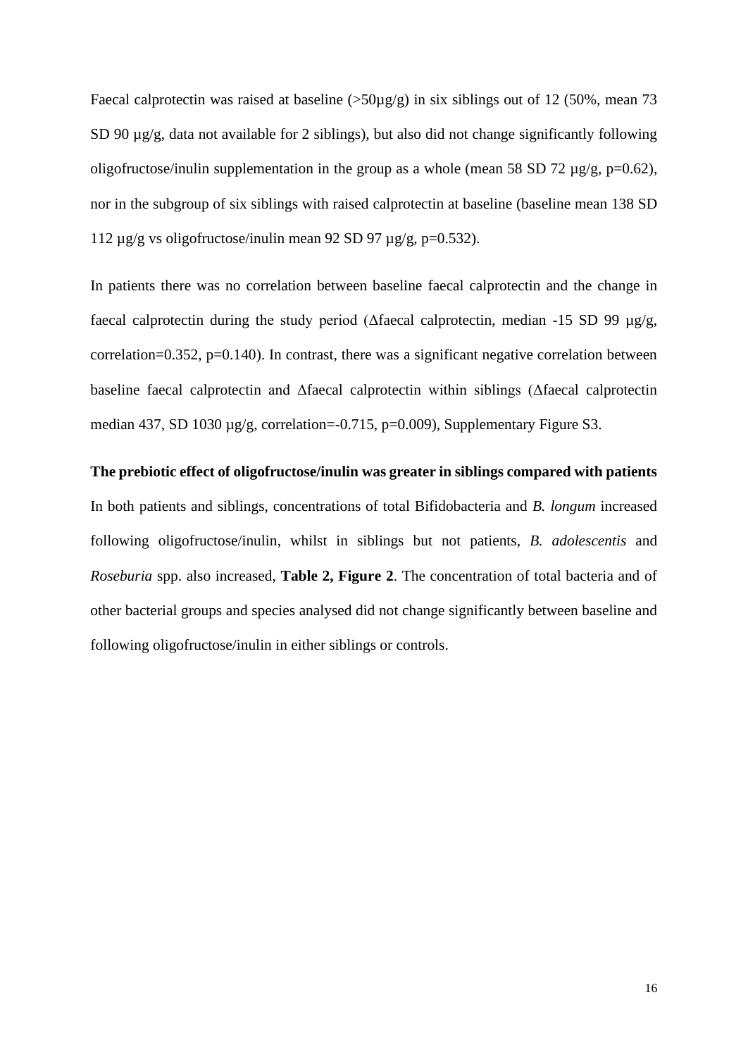Faecal calprotectin was raised at baseline (>50µg/g) in six siblings out of 12 (50%, mean 73 SD 90 µg/g, data not available for 2 siblings), but also did not change significantly following oligofructose/inulin supplementation in the group as a whole (mean 58 SD 72 µg/g, p=0.62), nor in the subgroup of six siblings with raised calprotectin at baseline (baseline mean 138 SD 112 µg/g vs oligofructose/inulin mean 92 SD 97 µg/g, p=0.532).

In patients there was no correlation between baseline faecal calprotectin and the change in faecal calprotectin during the study period (Δfaecal calprotectin, median -15 SD 99 µg/g, correlation=0.352, p=0.140). In contrast, there was a significant negative correlation between baseline faecal calprotectin and Δfaecal calprotectin within siblings (Δfaecal calprotectin median 437, SD 1030 µg/g, correlation=-0.715, p=0.009), Supplementary Figure S3.

**The prebiotic effect of oligofructose/inulin was greater in siblings compared with patients**

In both patients and siblings, concentrations of total Bifidobacteria and *B. longum* increased following oligofructose/inulin, whilst in siblings but not patients, *B. adolescentis* and *Roseburia* spp. also increased, **Table 2, Figure 2**. The concentration of total bacteria and of other bacterial groups and species analysed did not change significantly between baseline and following oligofructose/inulin in either siblings or controls.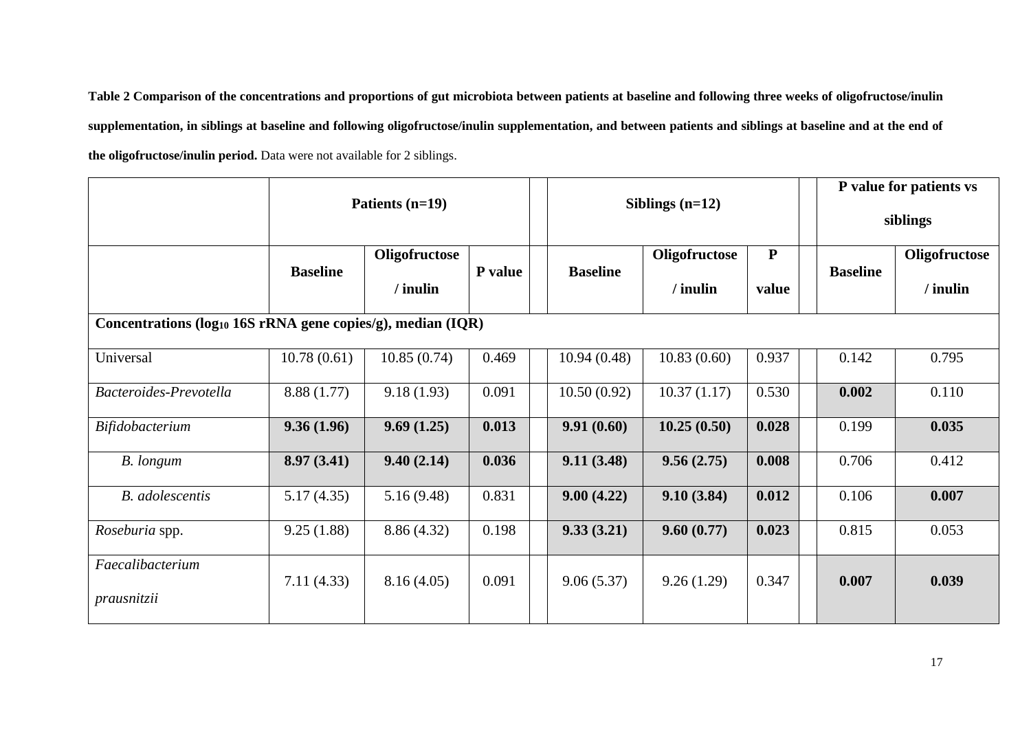**Table 2 Comparison of the concentrations and proportions of gut microbiota between patients at baseline and following three weeks of oligofructose/inulin supplementation, in siblings at baseline and following oligofructose/inulin supplementation, and between patients and siblings at baseline and at the end of the oligofructose/inulin period.** Data were not available for 2 siblings.

| | Patients (n=19) | | | | Siblings (n=12) | | | | P value for patients vs siblings | |
|---|---|---|---|---|---|---|---|---|---|---|
| | **Baseline** | **Oligofructose / inulin** | **P value** | | **Baseline** | **Oligofructose / inulin** | **P value** | | **Baseline** | **Oligofructose / inulin** |
| **Concentrations ($log_{10}$ 16S rRNA gene copies/g), median (IQR)** | | | | | | | | | | |
| Universal | 10.78 (0.61) | 10.85 (0.74) | 0.469 | | 10.94 (0.48) | 10.83 (0.60) | 0.937 | | 0.142 | 0.795 |
| *Bacteroides-Prevotella* | 8.88 (1.77) | 9.18 (1.93) | 0.091 | | 10.50 (0.92) | 10.37 (1.17) | 0.530 | | **0.002** | 0.110 |
| *Bifidobacterium* | **9.36 (1.96)** | **9.69 (1.25)** | **0.013** | | **9.91 (0.60)** | **10.25 (0.50)** | **0.028** | | 0.199 | **0.035** |
| *B. longum* | **8.97 (3.41)** | **9.40 (2.14)** | **0.036** | | **9.11 (3.48)** | **9.56 (2.75)** | **0.008** | | 0.706 | 0.412 |
| *B. adolescentis* | 5.17 (4.35) | 5.16 (9.48) | 0.831 | | **9.00 (4.22)** | **9.10 (3.84)** | **0.012** | | 0.106 | **0.007** |
| *Roseburia* spp. | 9.25 (1.88) | 8.86 (4.32) | 0.198 | | **9.33 (3.21)** | **9.60 (0.77)** | **0.023** | | 0.815 | 0.053 |
| *Faecalibacterium prausnitzii* | 7.11 (4.33) | 8.16 (4.05) | 0.091 | | 9.06 (5.37) | 9.26 (1.29) | 0.347 | | **0.007** | **0.039** |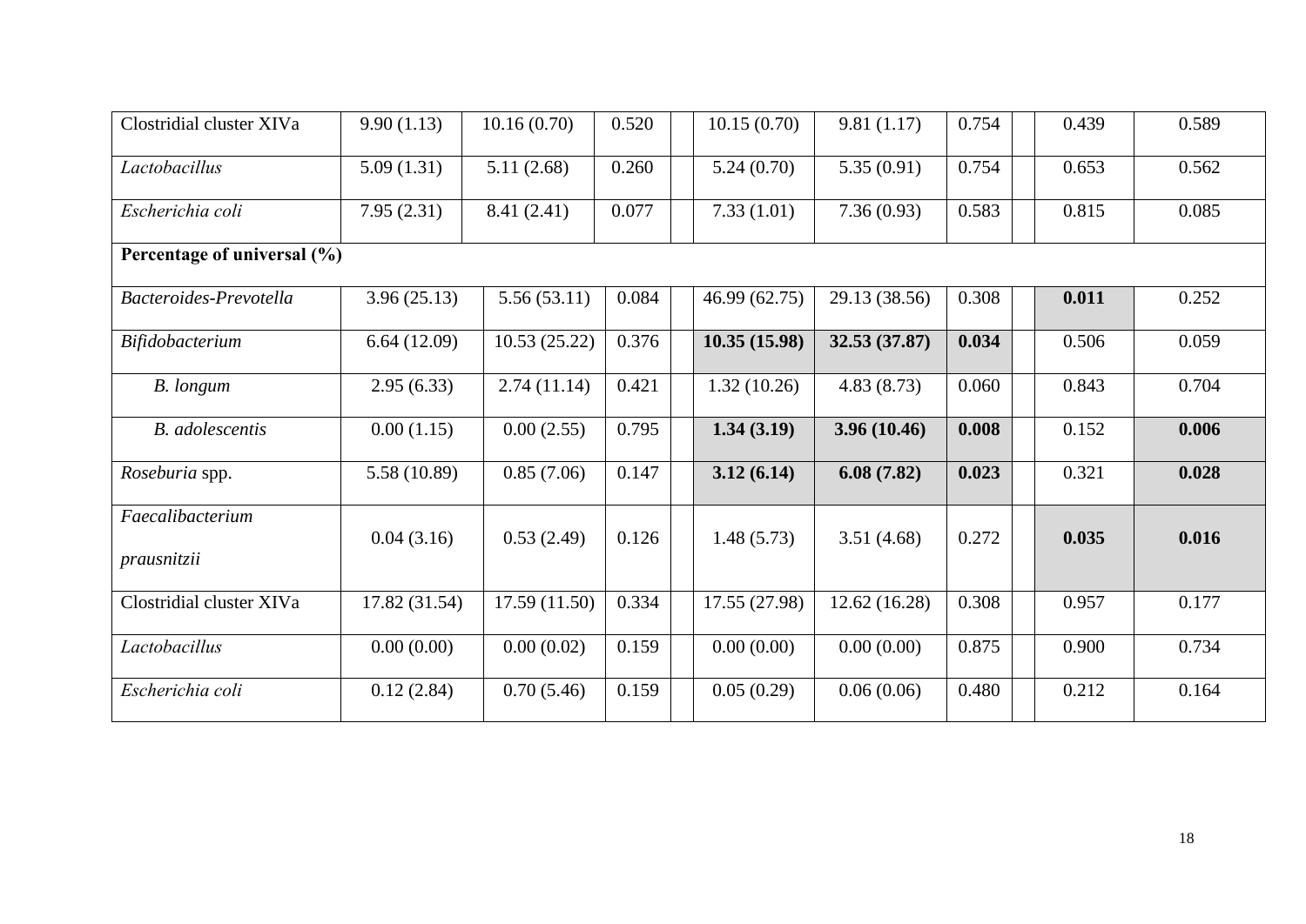| | | | | | | | | | |
|---|---|---|---|---|---|---|---|---|---|
| Clostridial cluster XIVa | 9.90 (1.13) | 10.16 (0.70) | 0.520 | | 10.15 (0.70) | 9.81 (1.17) | 0.754 | | 0.439 | 0.589 |
| *Lactobacillus* | 5.09 (1.31) | 5.11 (2.68) | 0.260 | | 5.24 (0.70) | 5.35 (0.91) | 0.754 | | 0.653 | 0.562 |
| *Escherichia coli* | 7.95 (2.31) | 8.41 (2.41) | 0.077 | | 7.33 (1.01) | 7.36 (0.93) | 0.583 | | 0.815 | 0.085 |
| **Percentage of universal (%)** | | | | | | | | | | |
| *Bacteroides-Prevotella* | 3.96 (25.13) | 5.56 (53.11) | 0.084 | | 46.99 (62.75) | 29.13 (38.56) | 0.308 | | **0.011** | 0.252 |
| *Bifidobacterium* | 6.64 (12.09) | 10.53 (25.22) | 0.376 | | **10.35 (15.98)** | **32.53 (37.87)** | **0.034** | | 0.506 | 0.059 |
| *B. longum* | 2.95 (6.33) | 2.74 (11.14) | 0.421 | | 1.32 (10.26) | 4.83 (8.73) | 0.060 | | 0.843 | 0.704 |
| *B. adolescentis* | 0.00 (1.15) | 0.00 (2.55) | 0.795 | | **1.34 (3.19)** | **3.96 (10.46)** | **0.008** | | 0.152 | **0.006** |
| *Roseburia* spp. | 5.58 (10.89) | 0.85 (7.06) | 0.147 | | **3.12 (6.14)** | **6.08 (7.82)** | **0.023** | | 0.321 | **0.028** |
| *Faecalibacterium prausnitzii* | 0.04 (3.16) | 0.53 (2.49) | 0.126 | | 1.48 (5.73) | 3.51 (4.68) | 0.272 | | **0.035** | **0.016** |
| Clostridial cluster XIVa | 17.82 (31.54) | 17.59 (11.50) | 0.334 | | 17.55 (27.98) | 12.62 (16.28) | 0.308 | | 0.957 | 0.177 |
| *Lactobacillus* | 0.00 (0.00) | 0.00 (0.02) | 0.159 | | 0.00 (0.00) | 0.00 (0.00) | 0.875 | | 0.900 | 0.734 |
| *Escherichia coli* | 0.12 (2.84) | 0.70 (5.46) | 0.159 | | 0.05 (0.29) | 0.06 (0.06) | 0.480 | | 0.212 | 0.164 |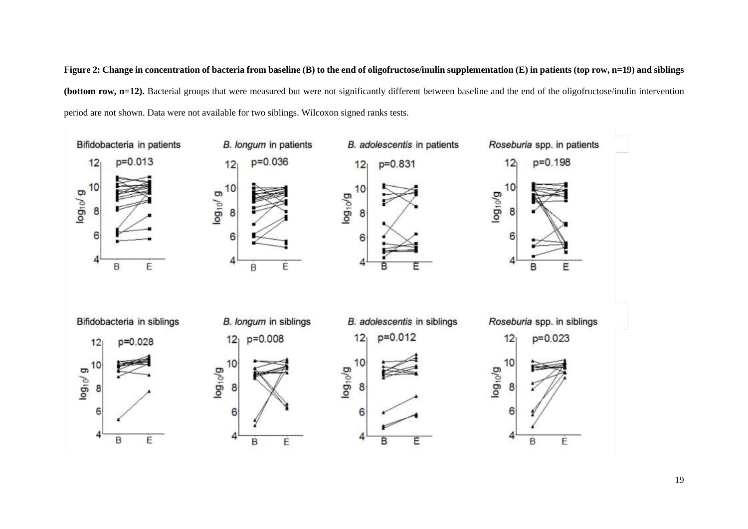**Figure 2: Change in concentration of bacteria from baseline (B) to the end of oligofructose/inulin supplementation (E) in patients (top row, n=19) and siblings (bottom row, n=12).** Bacterial groups that were measured but were not significantly different between baseline and the end of the oligofructose/inulin intervention period are not shown. Data were not available for two siblings. Wilcoxon signed ranks tests.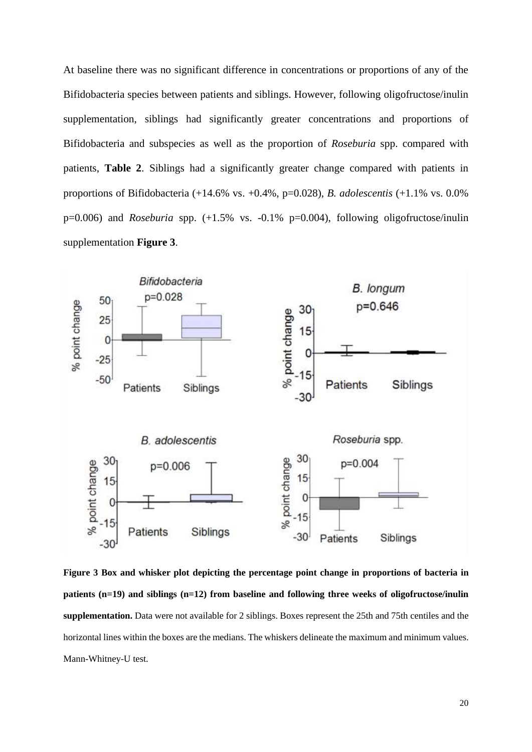At baseline there was no significant difference in concentrations or proportions of any of the Bifidobacteria species between patients and siblings. However, following oligofructose/inulin supplementation, siblings had significantly greater concentrations and proportions of Bifidobacteria and subspecies as well as the proportion of *Roseburia* spp. compared with patients, **Table 2**. Siblings had a significantly greater change compared with patients in proportions of Bifidobacteria (+14.6% vs. +0.4%, p=0.028), *B. adolescentis* (+1.1% vs. 0.0% p=0.006) and *Roseburia* spp. (+1.5% vs. -0.1% p=0.004), following oligofructose/inulin supplementation **Figure 3**.

**Figure 3 Box and whisker plot depicting the percentage point change in proportions of bacteria in patients (n=19) and siblings (n=12) from baseline and following three weeks of oligofructose/inulin supplementation.** Data were not available for 2 siblings. Boxes represent the 25th and 75th centiles and the horizontal lines within the boxes are the medians. The whiskers delineate the maximum and minimum values. Mann-Whitney-U test.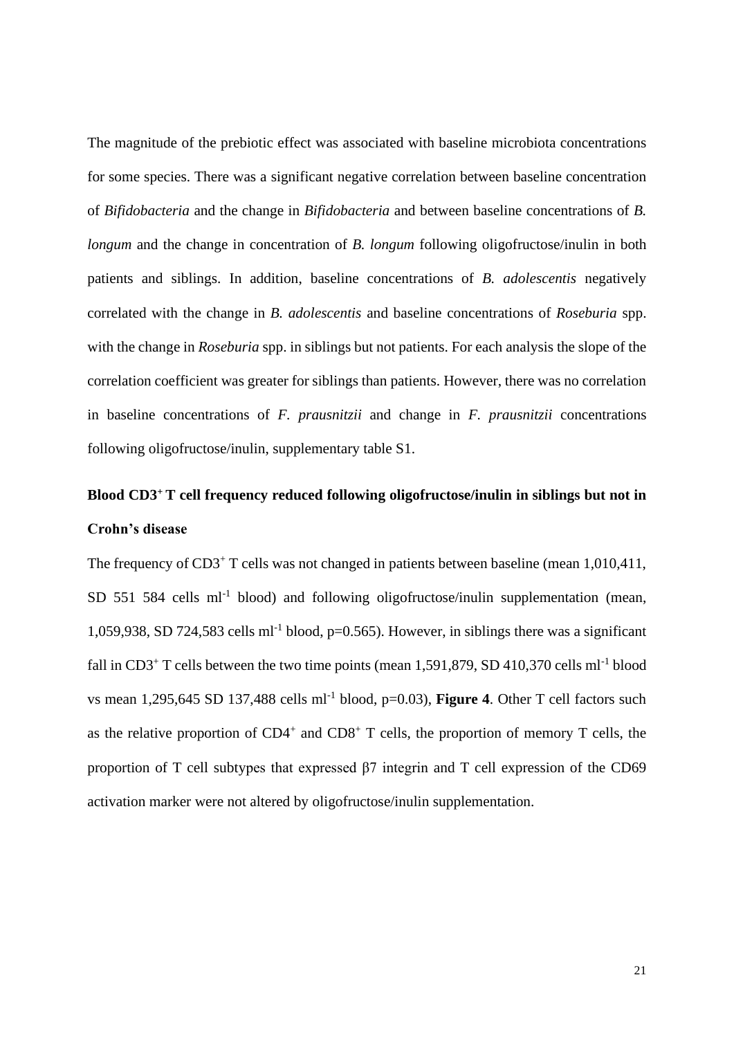The magnitude of the prebiotic effect was associated with baseline microbiota concentrations for some species. There was a significant negative correlation between baseline concentration of *Bifidobacteria* and the change in *Bifidobacteria* and between baseline concentrations of *B. longum* and the change in concentration of *B. longum* following oligofructose/inulin in both patients and siblings. In addition, baseline concentrations of *B. adolescentis* negatively correlated with the change in *B. adolescentis* and baseline concentrations of *Roseburia* spp. with the change in *Roseburia* spp. in siblings but not patients. For each analysis the slope of the correlation coefficient was greater for siblings than patients. However, there was no correlation in baseline concentrations of *F. prausnitzii* and change in *F. prausnitzii* concentrations following oligofructose/inulin, supplementary table S1.

## Blood $CD3^+$ T cell frequency reduced following oligofructose/inulin in siblings but not in Crohn's disease

The frequency of $CD3^+$ T cells was not changed in patients between baseline (mean 1,010,411, SD 551 584 cells $ml^{-1}$ blood) and following oligofructose/inulin supplementation (mean, 1,059,938, SD 724,583 cells $ml^{-1}$ blood, $p=0.565$). However, in siblings there was a significant fall in $CD3^+$ T cells between the two time points (mean 1,591,879, SD 410,370 cells $ml^{-1}$ blood vs mean 1,295,645 SD 137,488 cells $ml^{-1}$ blood, $p=0.03$), **Figure 4**. Other T cell factors such as the relative proportion of $CD4^+$ and $CD8^+$ T cells, the proportion of memory T cells, the proportion of T cell subtypes that expressed β7 integrin and T cell expression of the CD69 activation marker were not altered by oligofructose/inulin supplementation.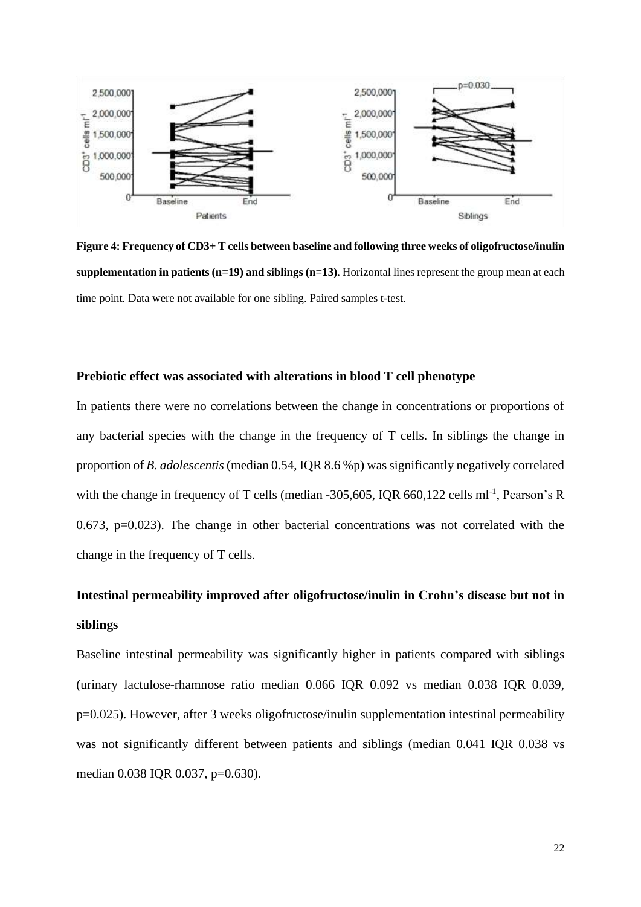**Figure 4: Frequency of CD3+ T cells between baseline and following three weeks of oligofructose/inulin supplementation in patients (n=19) and siblings (n=13).** Horizontal lines represent the group mean at each time point. Data were not available for one sibling. Paired samples t-test.

### Prebiotic effect was associated with alterations in blood T cell phenotype

In patients there were no correlations between the change in concentrations or proportions of any bacterial species with the change in the frequency of T cells. In siblings the change in proportion of *B. adolescentis* (median 0.54, IQR 8.6 %p) was significantly negatively correlated with the change in frequency of T cells (median -305,605, IQR 660,122 cells ml$^{-1}$, Pearson's R 0.673, p=0.023). The change in other bacterial concentrations was not correlated with the change in the frequency of T cells.

### Intestinal permeability improved after oligofructose/inulin in Crohn's disease but not in siblings

Baseline intestinal permeability was significantly higher in patients compared with siblings (urinary lactulose-rhamnose ratio median 0.066 IQR 0.092 vs median 0.038 IQR 0.039, p=0.025). However, after 3 weeks oligofructose/inulin supplementation intestinal permeability was not significantly different between patients and siblings (median 0.041 IQR 0.038 vs median 0.038 IQR 0.037, p=0.630).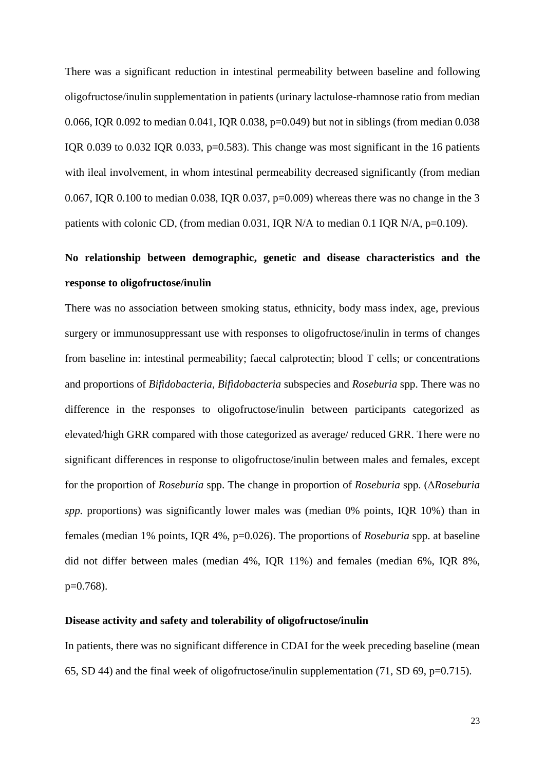There was a significant reduction in intestinal permeability between baseline and following oligofructose/inulin supplementation in patients (urinary lactulose-rhamnose ratio from median 0.066, IQR 0.092 to median 0.041, IQR 0.038, p=0.049) but not in siblings (from median 0.038 IQR 0.039 to 0.032 IQR 0.033, p=0.583). This change was most significant in the 16 patients with ileal involvement, in whom intestinal permeability decreased significantly (from median 0.067, IQR 0.100 to median 0.038, IQR 0.037, p=0.009) whereas there was no change in the 3 patients with colonic CD, (from median 0.031, IQR N/A to median 0.1 IQR N/A, p=0.109).

## No relationship between demographic, genetic and disease characteristics and the response to oligofructose/inulin

There was no association between smoking status, ethnicity, body mass index, age, previous surgery or immunosuppressant use with responses to oligofructose/inulin in terms of changes from baseline in: intestinal permeability; faecal calprotectin; blood T cells; or concentrations and proportions of *Bifidobacteria*, *Bifidobacteria* subspecies and *Roseburia* spp. There was no difference in the responses to oligofructose/inulin between participants categorized as elevated/high GRR compared with those categorized as average/ reduced GRR. There were no significant differences in response to oligofructose/inulin between males and females, except for the proportion of *Roseburia* spp. The change in proportion of *Roseburia* spp. (Δ*Roseburia spp.* proportions) was significantly lower males was (median 0% points, IQR 10%) than in females (median 1% points, IQR 4%, p=0.026). The proportions of *Roseburia* spp. at baseline did not differ between males (median 4%, IQR 11%) and females (median 6%, IQR 8%, p=0.768).

## Disease activity and safety and tolerability of oligofructose/inulin

In patients, there was no significant difference in CDAI for the week preceding baseline (mean 65, SD 44) and the final week of oligofructose/inulin supplementation (71, SD 69, p=0.715).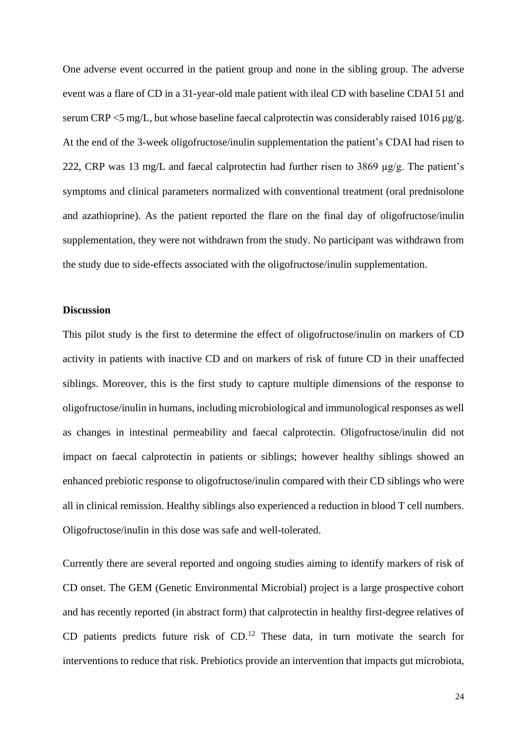One adverse event occurred in the patient group and none in the sibling group. The adverse event was a flare of CD in a 31-year-old male patient with ileal CD with baseline CDAI 51 and serum CRP <5 mg/L, but whose baseline faecal calprotectin was considerably raised 1016 µg/g. At the end of the 3-week oligofructose/inulin supplementation the patient's CDAI had risen to 222, CRP was 13 mg/L and faecal calprotectin had further risen to 3869 µg/g. The patient's symptoms and clinical parameters normalized with conventional treatment (oral prednisolone and azathioprine). As the patient reported the flare on the final day of oligofructose/inulin supplementation, they were not withdrawn from the study. No participant was withdrawn from the study due to side-effects associated with the oligofructose/inulin supplementation.

**Discussion**

This pilot study is the first to determine the effect of oligofructose/inulin on markers of CD activity in patients with inactive CD and on markers of risk of future CD in their unaffected siblings. Moreover, this is the first study to capture multiple dimensions of the response to oligofructose/inulin in humans, including microbiological and immunological responses as well as changes in intestinal permeability and faecal calprotectin. Oligofructose/inulin did not impact on faecal calprotectin in patients or siblings; however healthy siblings showed an enhanced prebiotic response to oligofructose/inulin compared with their CD siblings who were all in clinical remission. Healthy siblings also experienced a reduction in blood T cell numbers. Oligofructose/inulin in this dose was safe and well-tolerated.

Currently there are several reported and ongoing studies aiming to identify markers of risk of CD onset. The GEM (Genetic Environmental Microbial) project is a large prospective cohort and has recently reported (in abstract form) that calprotectin in healthy first-degree relatives of CD patients predicts future risk of CD.[12] These data, in turn motivate the search for interventions to reduce that risk. Prebiotics provide an intervention that impacts gut microbiota,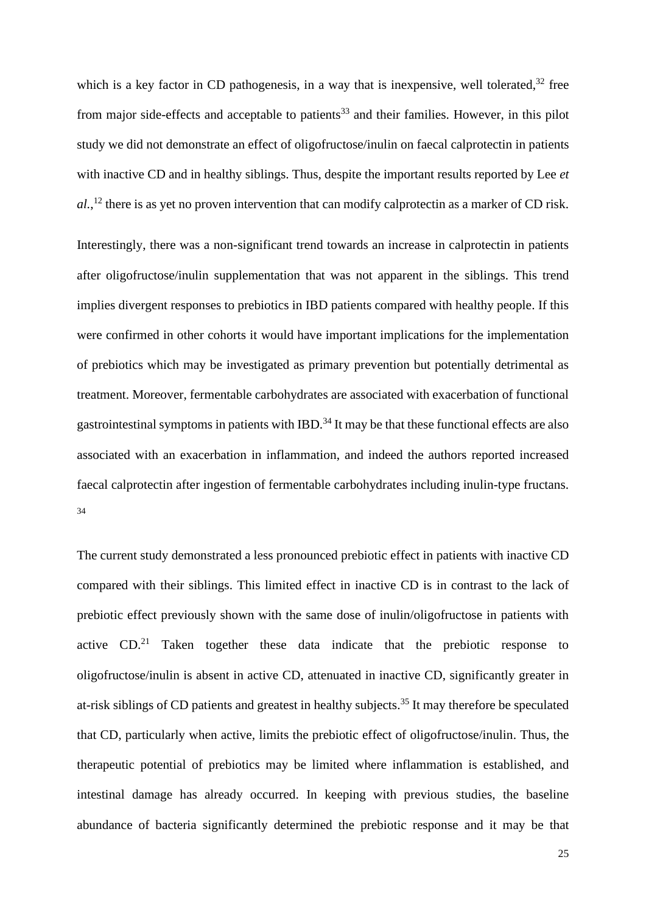which is a key factor in CD pathogenesis, in a way that is inexpensive, well tolerated,[32] free from major side-effects and acceptable to patients[33] and their families. However, in this pilot study we did not demonstrate an effect of oligofructose/inulin on faecal calprotectin in patients with inactive CD and in healthy siblings. Thus, despite the important results reported by Lee *et al.*,[12] there is as yet no proven intervention that can modify calprotectin as a marker of CD risk.

Interestingly, there was a non-significant trend towards an increase in calprotectin in patients after oligofructose/inulin supplementation that was not apparent in the siblings. This trend implies divergent responses to prebiotics in IBD patients compared with healthy people. If this were confirmed in other cohorts it would have important implications for the implementation of prebiotics which may be investigated as primary prevention but potentially detrimental as treatment. Moreover, fermentable carbohydrates are associated with exacerbation of functional gastrointestinal symptoms in patients with IBD.[34] It may be that these functional effects are also associated with an exacerbation in inflammation, and indeed the authors reported increased faecal calprotectin after ingestion of fermentable carbohydrates including inulin-type fructans.[34]

The current study demonstrated a less pronounced prebiotic effect in patients with inactive CD compared with their siblings. This limited effect in inactive CD is in contrast to the lack of prebiotic effect previously shown with the same dose of inulin/oligofructose in patients with active CD.[21] Taken together these data indicate that the prebiotic response to oligofructose/inulin is absent in active CD, attenuated in inactive CD, significantly greater in at-risk siblings of CD patients and greatest in healthy subjects.[35] It may therefore be speculated that CD, particularly when active, limits the prebiotic effect of oligofructose/inulin. Thus, the therapeutic potential of prebiotics may be limited where inflammation is established, and intestinal damage has already occurred. In keeping with previous studies, the baseline abundance of bacteria significantly determined the prebiotic response and it may be that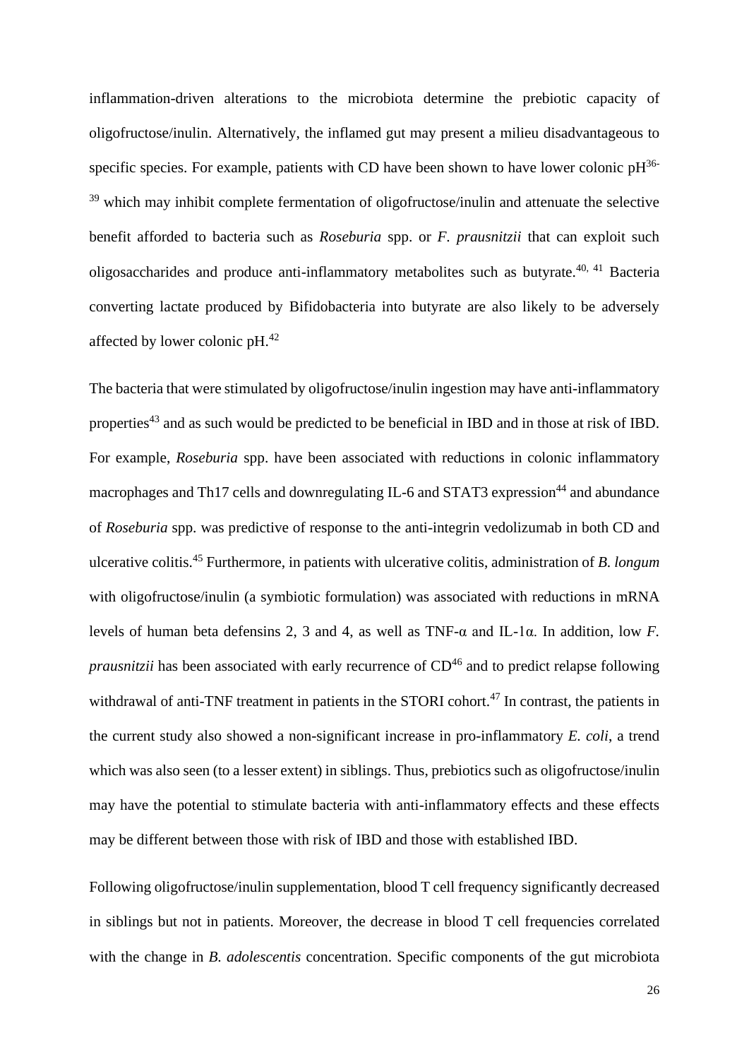inflammation-driven alterations to the microbiota determine the prebiotic capacity of oligofructose/inulin. Alternatively, the inflamed gut may present a milieu disadvantageous to specific species. For example, patients with CD have been shown to have lower colonic pH[36-39] which may inhibit complete fermentation of oligofructose/inulin and attenuate the selective benefit afforded to bacteria such as *Roseburia* spp. or *F. prausnitzii* that can exploit such oligosaccharides and produce anti-inflammatory metabolites such as butyrate.[40, 41] Bacteria converting lactate produced by Bifidobacteria into butyrate are also likely to be adversely affected by lower colonic pH.[42]

The bacteria that were stimulated by oligofructose/inulin ingestion may have anti-inflammatory properties[43] and as such would be predicted to be beneficial in IBD and in those at risk of IBD. For example, *Roseburia* spp. have been associated with reductions in colonic inflammatory macrophages and Th17 cells and downregulating IL-6 and STAT3 expression[44] and abundance of *Roseburia* spp. was predictive of response to the anti-integrin vedolizumab in both CD and ulcerative colitis.[45] Furthermore, in patients with ulcerative colitis, administration of *B. longum* with oligofructose/inulin (a symbiotic formulation) was associated with reductions in mRNA levels of human beta defensins 2, 3 and 4, as well as TNF-α and IL-1α. In addition, low *F. prausnitzii* has been associated with early recurrence of CD[46] and to predict relapse following withdrawal of anti-TNF treatment in patients in the STORI cohort.[47] In contrast, the patients in the current study also showed a non-significant increase in pro-inflammatory *E. coli*, a trend which was also seen (to a lesser extent) in siblings. Thus, prebiotics such as oligofructose/inulin may have the potential to stimulate bacteria with anti-inflammatory effects and these effects may be different between those with risk of IBD and those with established IBD.

Following oligofructose/inulin supplementation, blood T cell frequency significantly decreased in siblings but not in patients. Moreover, the decrease in blood T cell frequencies correlated with the change in *B. adolescentis* concentration. Specific components of the gut microbiota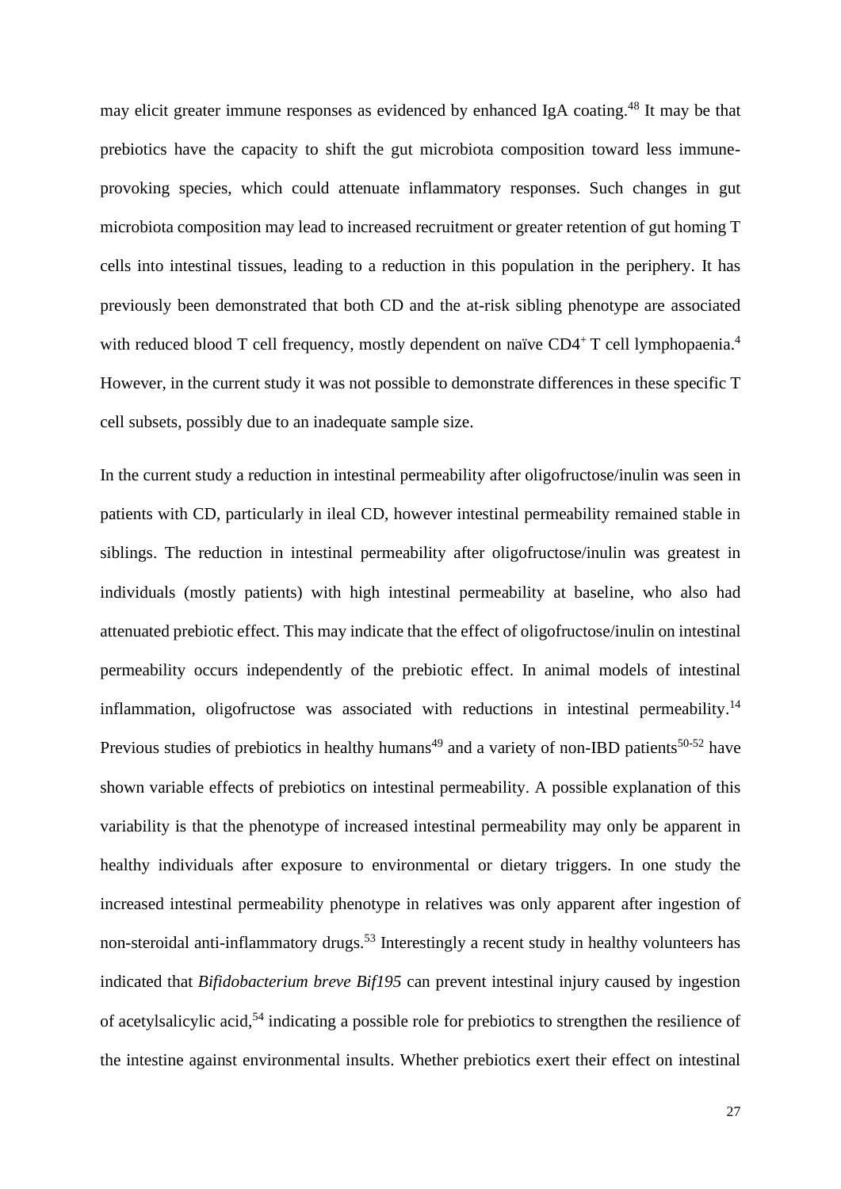may elicit greater immune responses as evidenced by enhanced IgA coating.[48] It may be that prebiotics have the capacity to shift the gut microbiota composition toward less immune-provoking species, which could attenuate inflammatory responses. Such changes in gut microbiota composition may lead to increased recruitment or greater retention of gut homing T cells into intestinal tissues, leading to a reduction in this population in the periphery. It has previously been demonstrated that both CD and the at-risk sibling phenotype are associated with reduced blood T cell frequency, mostly dependent on naïve $CD4^{+}$ T cell lymphopaenia.[4] However, in the current study it was not possible to demonstrate differences in these specific T cell subsets, possibly due to an inadequate sample size.

In the current study a reduction in intestinal permeability after oligofructose/inulin was seen in patients with CD, particularly in ileal CD, however intestinal permeability remained stable in siblings. The reduction in intestinal permeability after oligofructose/inulin was greatest in individuals (mostly patients) with high intestinal permeability at baseline, who also had attenuated prebiotic effect. This may indicate that the effect of oligofructose/inulin on intestinal permeability occurs independently of the prebiotic effect. In animal models of intestinal inflammation, oligofructose was associated with reductions in intestinal permeability.[14] Previous studies of prebiotics in healthy humans[49] and a variety of non-IBD patients[50-52] have shown variable effects of prebiotics on intestinal permeability. A possible explanation of this variability is that the phenotype of increased intestinal permeability may only be apparent in healthy individuals after exposure to environmental or dietary triggers. In one study the increased intestinal permeability phenotype in relatives was only apparent after ingestion of non-steroidal anti-inflammatory drugs.[53] Interestingly a recent study in healthy volunteers has indicated that *Bifidobacterium breve Bif195* can prevent intestinal injury caused by ingestion of acetylsalicylic acid,[54] indicating a possible role for prebiotics to strengthen the resilience of the intestine against environmental insults. Whether prebiotics exert their effect on intestinal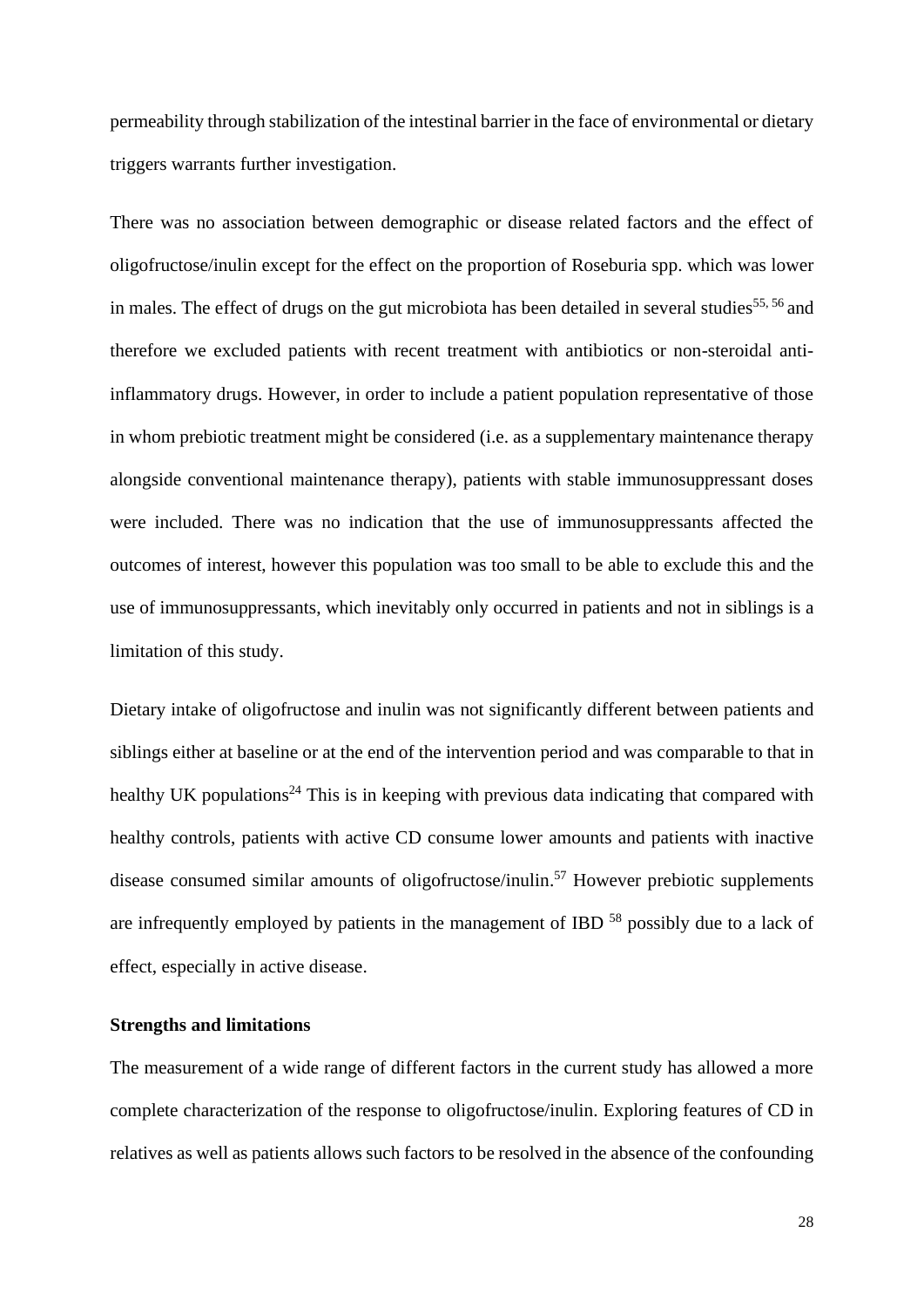permeability through stabilization of the intestinal barrier in the face of environmental or dietary triggers warrants further investigation.

There was no association between demographic or disease related factors and the effect of oligofructose/inulin except for the effect on the proportion of Roseburia spp. which was lower in males. The effect of drugs on the gut microbiota has been detailed in several studies[55, 56] and therefore we excluded patients with recent treatment with antibiotics or non-steroidal anti-inflammatory drugs. However, in order to include a patient population representative of those in whom prebiotic treatment might be considered (i.e. as a supplementary maintenance therapy alongside conventional maintenance therapy), patients with stable immunosuppressant doses were included. There was no indication that the use of immunosuppressants affected the outcomes of interest, however this population was too small to be able to exclude this and the use of immunosuppressants, which inevitably only occurred in patients and not in siblings is a limitation of this study.

Dietary intake of oligofructose and inulin was not significantly different between patients and siblings either at baseline or at the end of the intervention period and was comparable to that in healthy UK populations[24] This is in keeping with previous data indicating that compared with healthy controls, patients with active CD consume lower amounts and patients with inactive disease consumed similar amounts of oligofructose/inulin.[57] However prebiotic supplements are infrequently employed by patients in the management of IBD [58] possibly due to a lack of effect, especially in active disease.

### Strengths and limitations

The measurement of a wide range of different factors in the current study has allowed a more complete characterization of the response to oligofructose/inulin. Exploring features of CD in relatives as well as patients allows such factors to be resolved in the absence of the confounding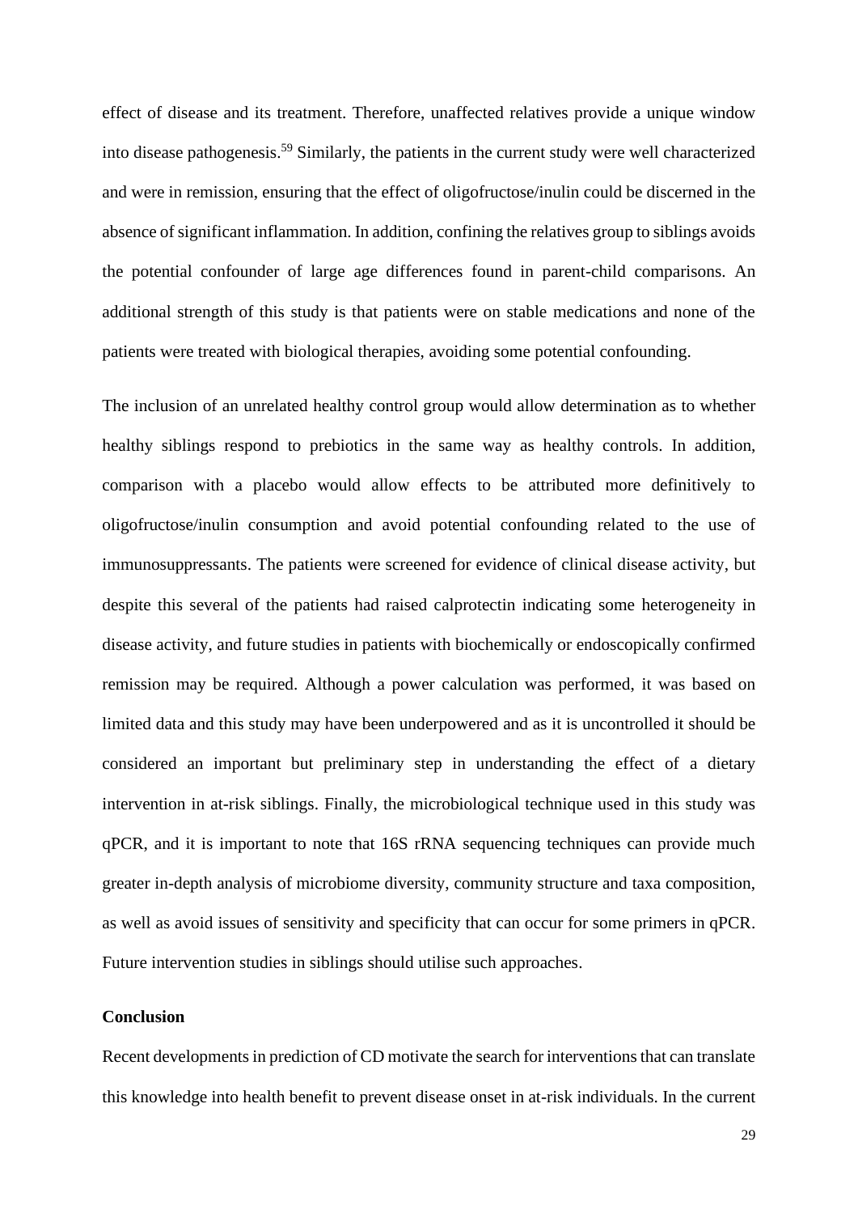effect of disease and its treatment. Therefore, unaffected relatives provide a unique window into disease pathogenesis.[59] Similarly, the patients in the current study were well characterized and were in remission, ensuring that the effect of oligofructose/inulin could be discerned in the absence of significant inflammation. In addition, confining the relatives group to siblings avoids the potential confounder of large age differences found in parent-child comparisons. An additional strength of this study is that patients were on stable medications and none of the patients were treated with biological therapies, avoiding some potential confounding.

The inclusion of an unrelated healthy control group would allow determination as to whether healthy siblings respond to prebiotics in the same way as healthy controls. In addition, comparison with a placebo would allow effects to be attributed more definitively to oligofructose/inulin consumption and avoid potential confounding related to the use of immunosuppressants. The patients were screened for evidence of clinical disease activity, but despite this several of the patients had raised calprotectin indicating some heterogeneity in disease activity, and future studies in patients with biochemically or endoscopically confirmed remission may be required. Although a power calculation was performed, it was based on limited data and this study may have been underpowered and as it is uncontrolled it should be considered an important but preliminary step in understanding the effect of a dietary intervention in at-risk siblings. Finally, the microbiological technique used in this study was qPCR, and it is important to note that 16S rRNA sequencing techniques can provide much greater in-depth analysis of microbiome diversity, community structure and taxa composition, as well as avoid issues of sensitivity and specificity that can occur for some primers in qPCR. Future intervention studies in siblings should utilise such approaches.

## Conclusion

Recent developments in prediction of CD motivate the search for interventions that can translate this knowledge into health benefit to prevent disease onset in at-risk individuals. In the current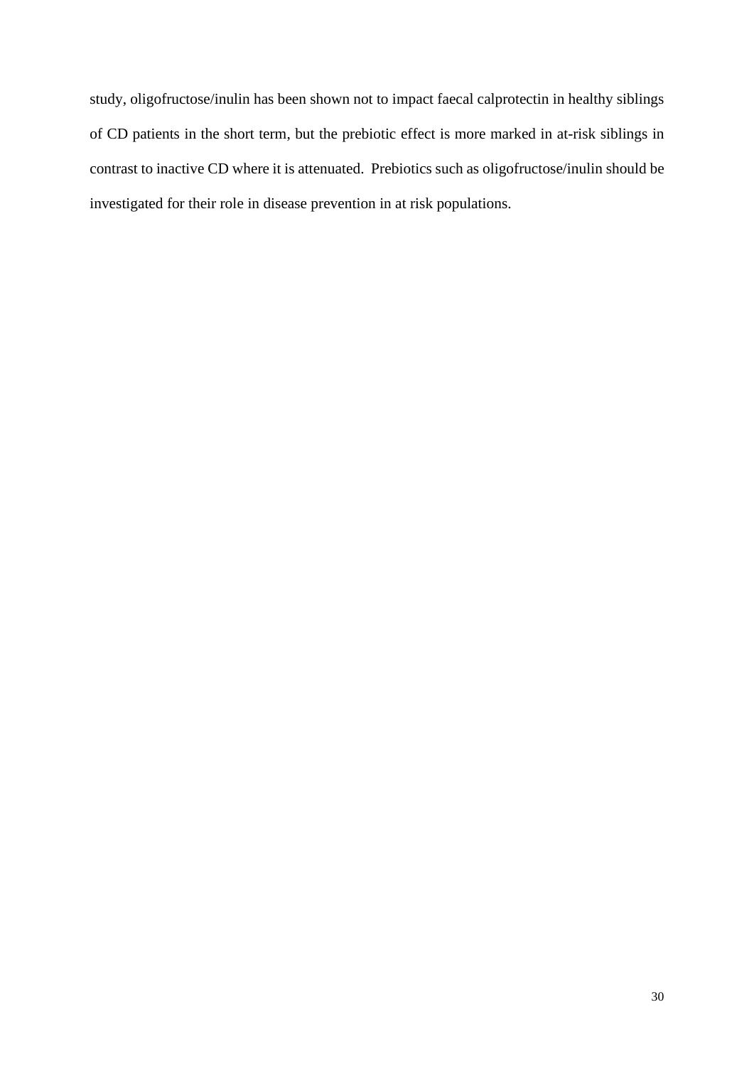study, oligofructose/inulin has been shown not to impact faecal calprotectin in healthy siblings of CD patients in the short term, but the prebiotic effect is more marked in at-risk siblings in contrast to inactive CD where it is attenuated. Prebiotics such as oligofructose/inulin should be investigated for their role in disease prevention in at risk populations.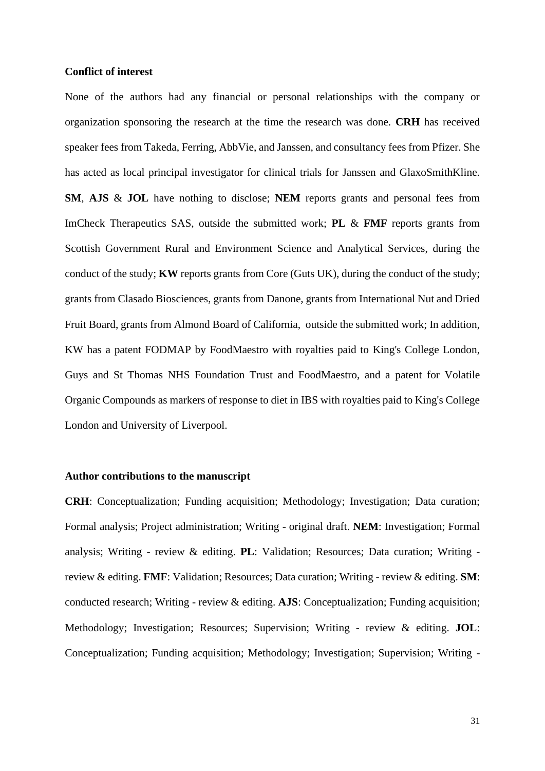**Conflict of interest**

None of the authors had any financial or personal relationships with the company or organization sponsoring the research at the time the research was done. **CRH** has received speaker fees from Takeda, Ferring, AbbVie, and Janssen, and consultancy fees from Pfizer. She has acted as local principal investigator for clinical trials for Janssen and GlaxoSmithKline. **SM**, **AJS** & **JOL** have nothing to disclose; **NEM** reports grants and personal fees from ImCheck Therapeutics SAS, outside the submitted work; **PL** & **FMF** reports grants from Scottish Government Rural and Environment Science and Analytical Services, during the conduct of the study; **KW** reports grants from Core (Guts UK), during the conduct of the study; grants from Clasado Biosciences, grants from Danone, grants from International Nut and Dried Fruit Board, grants from Almond Board of California, outside the submitted work; In addition, KW has a patent FODMAP by FoodMaestro with royalties paid to King's College London, Guys and St Thomas NHS Foundation Trust and FoodMaestro, and a patent for Volatile Organic Compounds as markers of response to diet in IBS with royalties paid to King's College London and University of Liverpool.

**Author contributions to the manuscript**

**CRH**: Conceptualization; Funding acquisition; Methodology; Investigation; Data curation; Formal analysis; Project administration; Writing - original draft. **NEM**: Investigation; Formal analysis; Writing - review & editing. **PL**: Validation; Resources; Data curation; Writing - review & editing. **FMF**: Validation; Resources; Data curation; Writing - review & editing. **SM**: conducted research; Writing - review & editing. **AJS**: Conceptualization; Funding acquisition; Methodology; Investigation; Resources; Supervision; Writing - review & editing. **JOL**: Conceptualization; Funding acquisition; Methodology; Investigation; Supervision; Writing -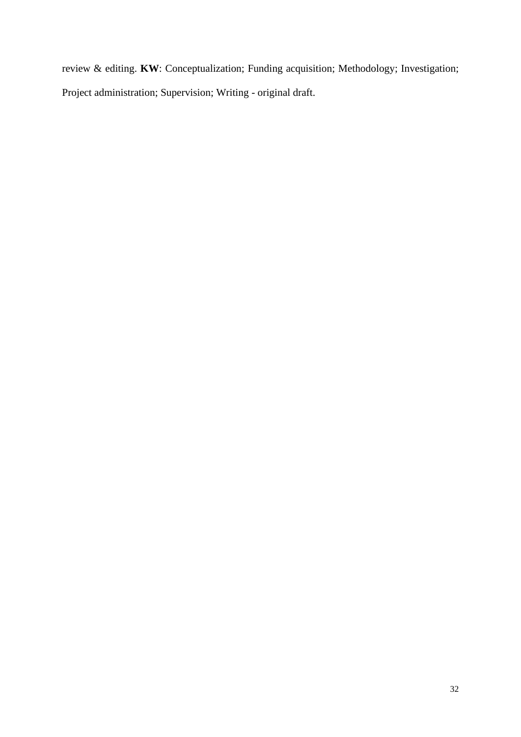review & editing. **KW**: Conceptualization; Funding acquisition; Methodology; Investigation; Project administration; Supervision; Writing - original draft.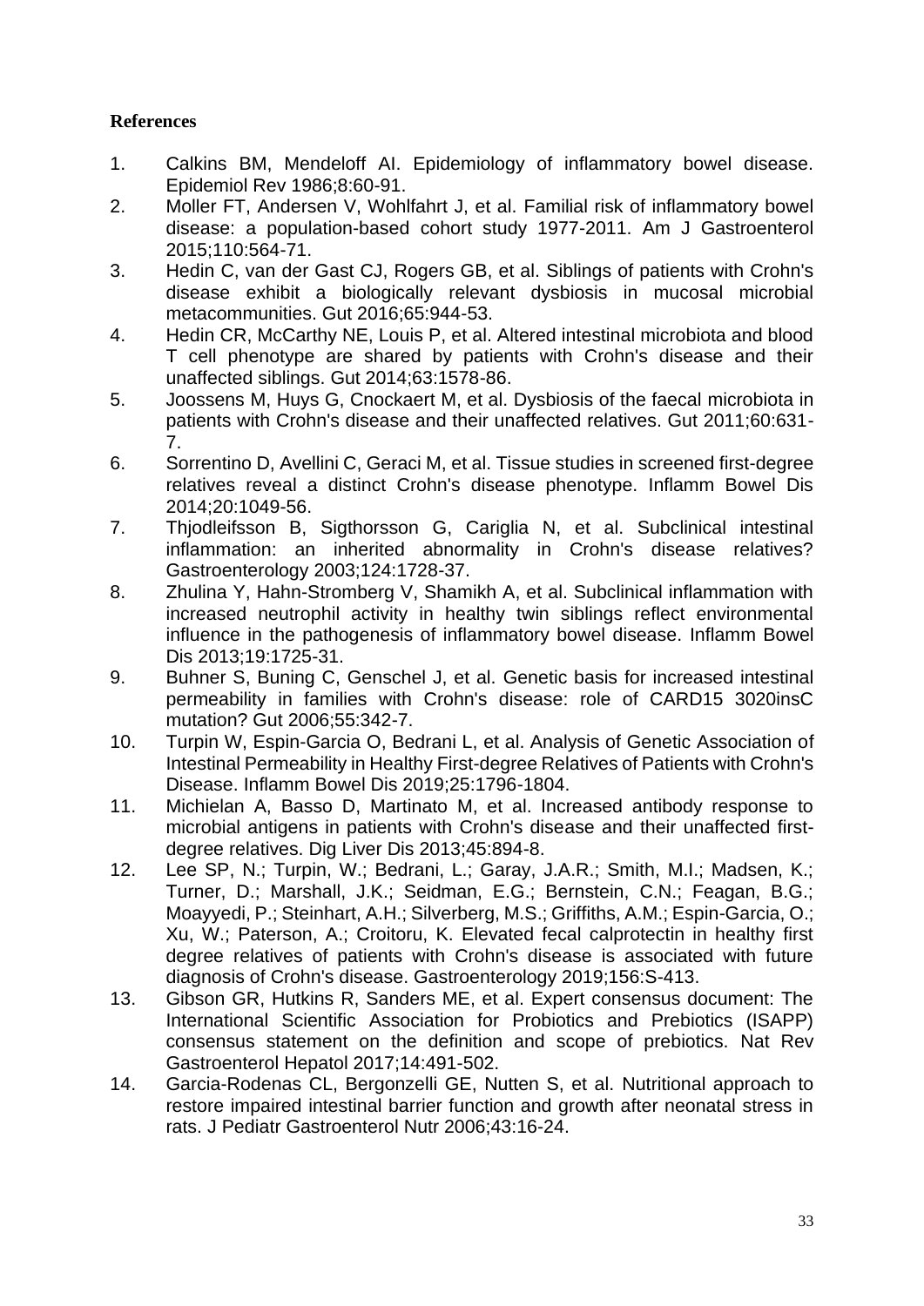**References**

1. Calkins BM, Mendeloff AI. Epidemiology of inflammatory bowel disease. Epidemiol Rev 1986;8:60-91.
2. Moller FT, Andersen V, Wohlfahrt J, et al. Familial risk of inflammatory bowel disease: a population-based cohort study 1977-2011. Am J Gastroenterol 2015;110:564-71.
3. Hedin C, van der Gast CJ, Rogers GB, et al. Siblings of patients with Crohn's disease exhibit a biologically relevant dysbiosis in mucosal microbial metacommunities. Gut 2016;65:944-53.
4. Hedin CR, McCarthy NE, Louis P, et al. Altered intestinal microbiota and blood T cell phenotype are shared by patients with Crohn's disease and their unaffected siblings. Gut 2014;63:1578-86.
5. Joossens M, Huys G, Cnockaert M, et al. Dysbiosis of the faecal microbiota in patients with Crohn's disease and their unaffected relatives. Gut 2011;60:631-7.
6. Sorrentino D, Avellini C, Geraci M, et al. Tissue studies in screened first-degree relatives reveal a distinct Crohn's disease phenotype. Inflamm Bowel Dis 2014;20:1049-56.
7. Thjodleifsson B, Sigthorsson G, Cariglia N, et al. Subclinical intestinal inflammation: an inherited abnormality in Crohn's disease relatives? Gastroenterology 2003;124:1728-37.
8. Zhulina Y, Hahn-Stromberg V, Shamikh A, et al. Subclinical inflammation with increased neutrophil activity in healthy twin siblings reflect environmental influence in the pathogenesis of inflammatory bowel disease. Inflamm Bowel Dis 2013;19:1725-31.
9. Buhner S, Buning C, Genschel J, et al. Genetic basis for increased intestinal permeability in families with Crohn's disease: role of CARD15 3020insC mutation? Gut 2006;55:342-7.
10. Turpin W, Espin-Garcia O, Bedrani L, et al. Analysis of Genetic Association of Intestinal Permeability in Healthy First-degree Relatives of Patients with Crohn's Disease. Inflamm Bowel Dis 2019;25:1796-1804.
11. Michielan A, Basso D, Martinato M, et al. Increased antibody response to microbial antigens in patients with Crohn's disease and their unaffected first-degree relatives. Dig Liver Dis 2013;45:894-8.
12. Lee SP, N.; Turpin, W.; Bedrani, L.; Garay, J.A.R.; Smith, M.I.; Madsen, K.; Turner, D.; Marshall, J.K.; Seidman, E.G.; Bernstein, C.N.; Feagan, B.G.; Moayyedi, P.; Steinhart, A.H.; Silverberg, M.S.; Griffiths, A.M.; Espin-Garcia, O.; Xu, W.; Paterson, A.; Croitoru, K. Elevated fecal calprotectin in healthy first degree relatives of patients with Crohn's disease is associated with future diagnosis of Crohn's disease. Gastroenterology 2019;156:S-413.
13. Gibson GR, Hutkins R, Sanders ME, et al. Expert consensus document: The International Scientific Association for Probiotics and Prebiotics (ISAPP) consensus statement on the definition and scope of prebiotics. Nat Rev Gastroenterol Hepatol 2017;14:491-502.
14. Garcia-Rodenas CL, Bergonzelli GE, Nutten S, et al. Nutritional approach to restore impaired intestinal barrier function and growth after neonatal stress in rats. J Pediatr Gastroenterol Nutr 2006;43:16-24.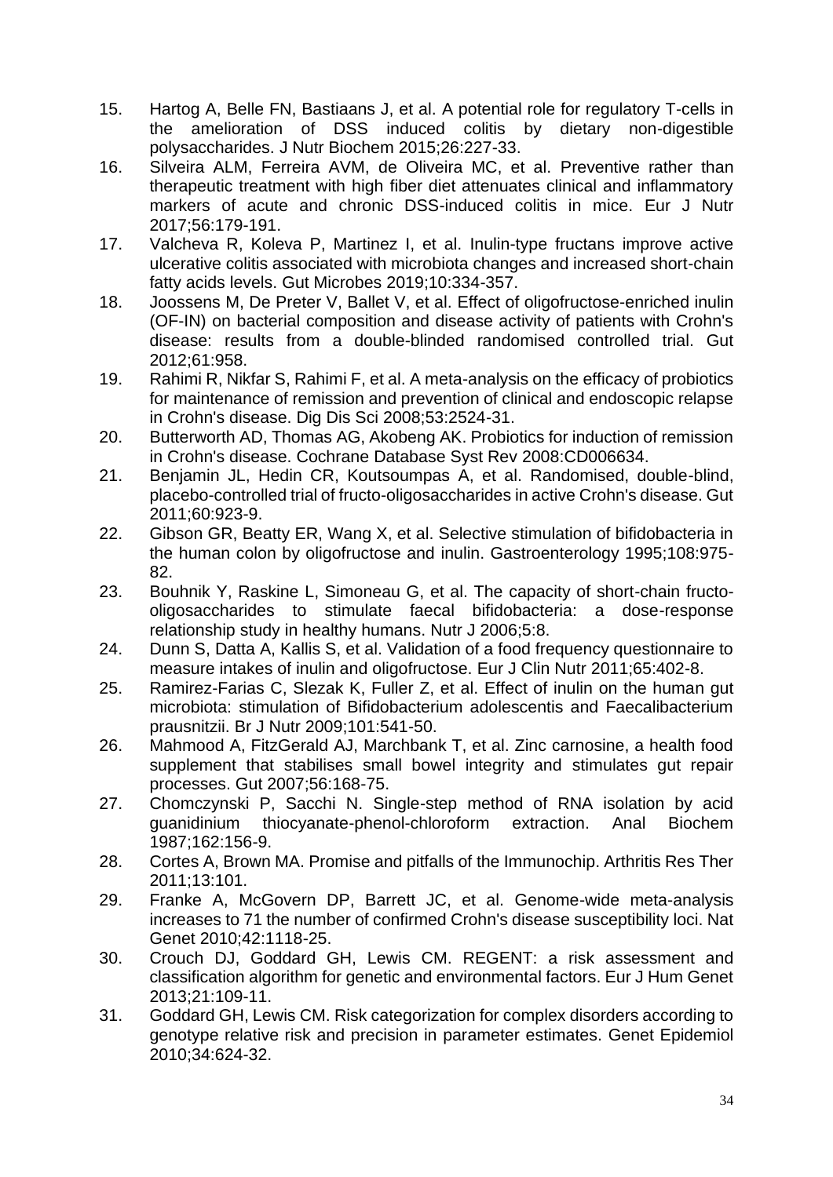15. Hartog A, Belle FN, Bastiaans J, et al. A potential role for regulatory T-cells in the amelioration of DSS induced colitis by dietary non-digestible polysaccharides. J Nutr Biochem 2015;26:227-33.
16. Silveira ALM, Ferreira AVM, de Oliveira MC, et al. Preventive rather than therapeutic treatment with high fiber diet attenuates clinical and inflammatory markers of acute and chronic DSS-induced colitis in mice. Eur J Nutr 2017;56:179-191.
17. Valcheva R, Koleva P, Martinez I, et al. Inulin-type fructans improve active ulcerative colitis associated with microbiota changes and increased short-chain fatty acids levels. Gut Microbes 2019;10:334-357.
18. Joossens M, De Preter V, Ballet V, et al. Effect of oligofructose-enriched inulin (OF-IN) on bacterial composition and disease activity of patients with Crohn's disease: results from a double-blinded randomised controlled trial. Gut 2012;61:958.
19. Rahimi R, Nikfar S, Rahimi F, et al. A meta-analysis on the efficacy of probiotics for maintenance of remission and prevention of clinical and endoscopic relapse in Crohn's disease. Dig Dis Sci 2008;53:2524-31.
20. Butterworth AD, Thomas AG, Akobeng AK. Probiotics for induction of remission in Crohn's disease. Cochrane Database Syst Rev 2008:CD006634.
21. Benjamin JL, Hedin CR, Koutsoumpas A, et al. Randomised, double-blind, placebo-controlled trial of fructo-oligosaccharides in active Crohn's disease. Gut 2011;60:923-9.
22. Gibson GR, Beatty ER, Wang X, et al. Selective stimulation of bifidobacteria in the human colon by oligofructose and inulin. Gastroenterology 1995;108:975-82.
23. Bouhnik Y, Raskine L, Simoneau G, et al. The capacity of short-chain fructo-oligosaccharides to stimulate faecal bifidobacteria: a dose-response relationship study in healthy humans. Nutr J 2006;5:8.
24. Dunn S, Datta A, Kallis S, et al. Validation of a food frequency questionnaire to measure intakes of inulin and oligofructose. Eur J Clin Nutr 2011;65:402-8.
25. Ramirez-Farias C, Slezak K, Fuller Z, et al. Effect of inulin on the human gut microbiota: stimulation of Bifidobacterium adolescentis and Faecalibacterium prausnitzii. Br J Nutr 2009;101:541-50.
26. Mahmood A, FitzGerald AJ, Marchbank T, et al. Zinc carnosine, a health food supplement that stabilises small bowel integrity and stimulates gut repair processes. Gut 2007;56:168-75.
27. Chomczynski P, Sacchi N. Single-step method of RNA isolation by acid guanidinium thiocyanate-phenol-chloroform extraction. Anal Biochem 1987;162:156-9.
28. Cortes A, Brown MA. Promise and pitfalls of the Immunochip. Arthritis Res Ther 2011;13:101.
29. Franke A, McGovern DP, Barrett JC, et al. Genome-wide meta-analysis increases to 71 the number of confirmed Crohn's disease susceptibility loci. Nat Genet 2010;42:1118-25.
30. Crouch DJ, Goddard GH, Lewis CM. REGENT: a risk assessment and classification algorithm for genetic and environmental factors. Eur J Hum Genet 2013;21:109-11.
31. Goddard GH, Lewis CM. Risk categorization for complex disorders according to genotype relative risk and precision in parameter estimates. Genet Epidemiol 2010;34:624-32.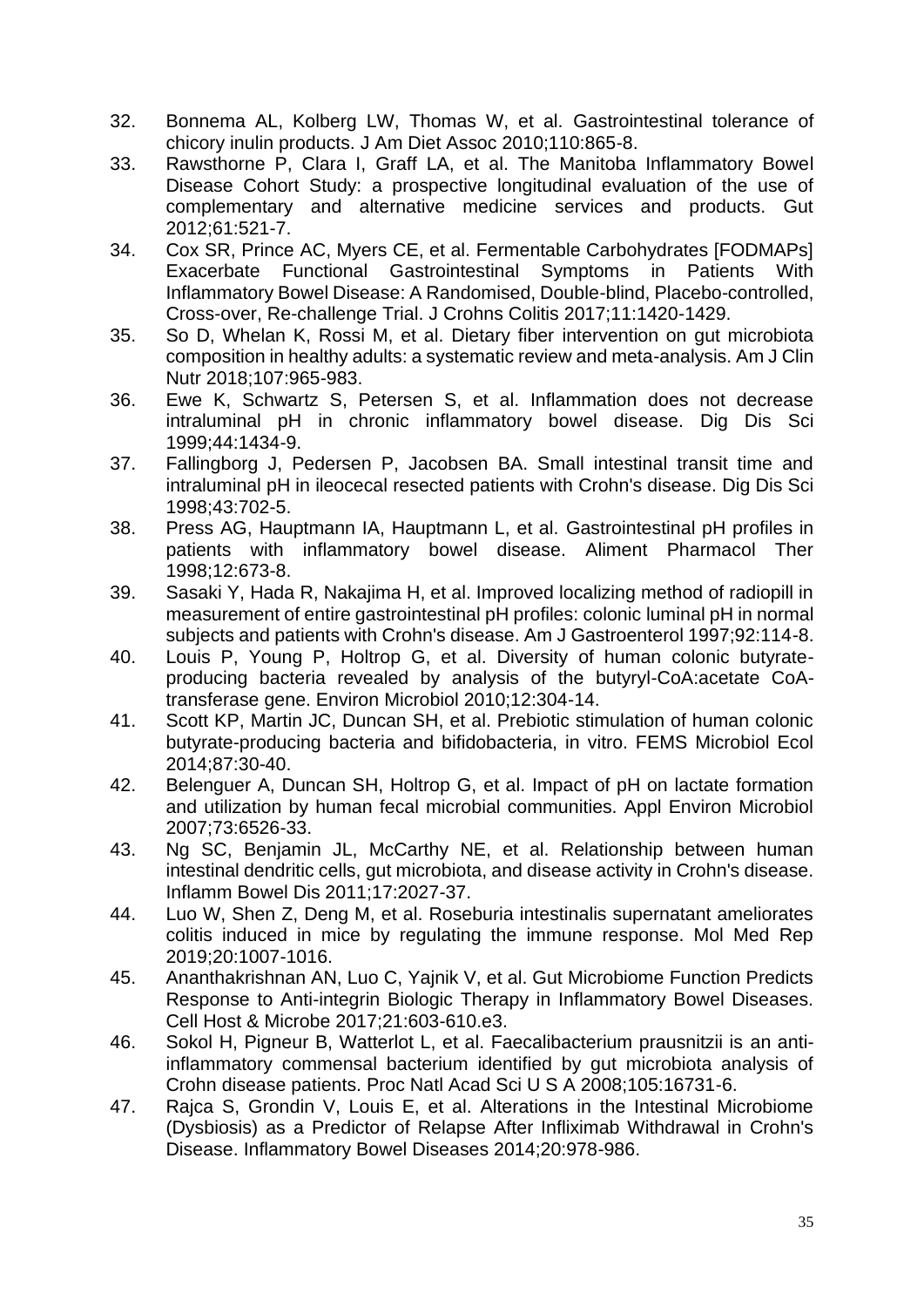32. Bonnema AL, Kolberg LW, Thomas W, et al. Gastrointestinal tolerance of chicory inulin products. J Am Diet Assoc 2010;110:865-8.
33. Rawsthorne P, Clara I, Graff LA, et al. The Manitoba Inflammatory Bowel Disease Cohort Study: a prospective longitudinal evaluation of the use of complementary and alternative medicine services and products. Gut 2012;61:521-7.
34. Cox SR, Prince AC, Myers CE, et al. Fermentable Carbohydrates [FODMAPs] Exacerbate Functional Gastrointestinal Symptoms in Patients With Inflammatory Bowel Disease: A Randomised, Double-blind, Placebo-controlled, Cross-over, Re-challenge Trial. J Crohns Colitis 2017;11:1420-1429.
35. So D, Whelan K, Rossi M, et al. Dietary fiber intervention on gut microbiota composition in healthy adults: a systematic review and meta-analysis. Am J Clin Nutr 2018;107:965-983.
36. Ewe K, Schwartz S, Petersen S, et al. Inflammation does not decrease intraluminal pH in chronic inflammatory bowel disease. Dig Dis Sci 1999;44:1434-9.
37. Fallingborg J, Pedersen P, Jacobsen BA. Small intestinal transit time and intraluminal pH in ileocecal resected patients with Crohn's disease. Dig Dis Sci 1998;43:702-5.
38. Press AG, Hauptmann IA, Hauptmann L, et al. Gastrointestinal pH profiles in patients with inflammatory bowel disease. Aliment Pharmacol Ther 1998;12:673-8.
39. Sasaki Y, Hada R, Nakajima H, et al. Improved localizing method of radiopill in measurement of entire gastrointestinal pH profiles: colonic luminal pH in normal subjects and patients with Crohn's disease. Am J Gastroenterol 1997;92:114-8.
40. Louis P, Young P, Holtrop G, et al. Diversity of human colonic butyrate-producing bacteria revealed by analysis of the butyryl-CoA:acetate CoA-transferase gene. Environ Microbiol 2010;12:304-14.
41. Scott KP, Martin JC, Duncan SH, et al. Prebiotic stimulation of human colonic butyrate-producing bacteria and bifidobacteria, in vitro. FEMS Microbiol Ecol 2014;87:30-40.
42. Belenguer A, Duncan SH, Holtrop G, et al. Impact of pH on lactate formation and utilization by human fecal microbial communities. Appl Environ Microbiol 2007;73:6526-33.
43. Ng SC, Benjamin JL, McCarthy NE, et al. Relationship between human intestinal dendritic cells, gut microbiota, and disease activity in Crohn's disease. Inflamm Bowel Dis 2011;17:2027-37.
44. Luo W, Shen Z, Deng M, et al. Roseburia intestinalis supernatant ameliorates colitis induced in mice by regulating the immune response. Mol Med Rep 2019;20:1007-1016.
45. Ananthakrishnan AN, Luo C, Yajnik V, et al. Gut Microbiome Function Predicts Response to Anti-integrin Biologic Therapy in Inflammatory Bowel Diseases. Cell Host & Microbe 2017;21:603-610.e3.
46. Sokol H, Pigneur B, Watterlot L, et al. Faecalibacterium prausnitzii is an anti-inflammatory commensal bacterium identified by gut microbiota analysis of Crohn disease patients. Proc Natl Acad Sci U S A 2008;105:16731-6.
47. Rajca S, Grondin V, Louis E, et al. Alterations in the Intestinal Microbiome (Dysbiosis) as a Predictor of Relapse After Infliximab Withdrawal in Crohn's Disease. Inflammatory Bowel Diseases 2014;20:978-986.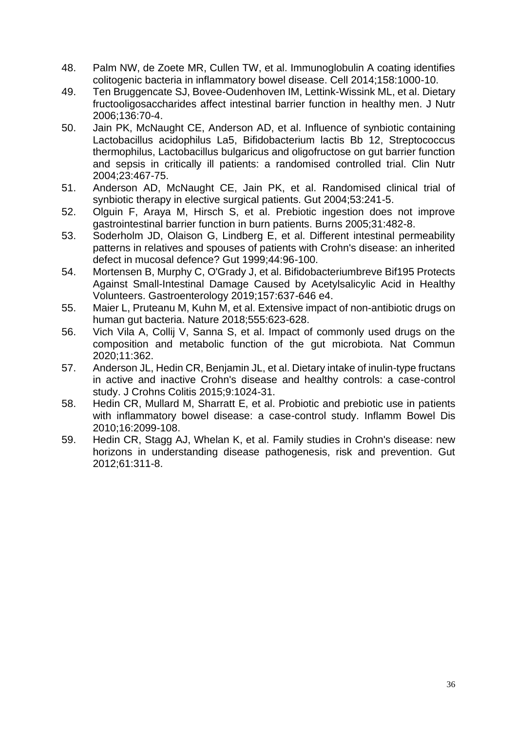48. Palm NW, de Zoete MR, Cullen TW, et al. Immunoglobulin A coating identifies colitogenic bacteria in inflammatory bowel disease. Cell 2014;158:1000-10.
49. Ten Bruggencate SJ, Bovee-Oudenhoven IM, Lettink-Wissink ML, et al. Dietary fructooligosaccharides affect intestinal barrier function in healthy men. J Nutr 2006;136:70-4.
50. Jain PK, McNaught CE, Anderson AD, et al. Influence of synbiotic containing Lactobacillus acidophilus La5, Bifidobacterium lactis Bb 12, Streptococcus thermophilus, Lactobacillus bulgaricus and oligofructose on gut barrier function and sepsis in critically ill patients: a randomised controlled trial. Clin Nutr 2004;23:467-75.
51. Anderson AD, McNaught CE, Jain PK, et al. Randomised clinical trial of synbiotic therapy in elective surgical patients. Gut 2004;53:241-5.
52. Olguin F, Araya M, Hirsch S, et al. Prebiotic ingestion does not improve gastrointestinal barrier function in burn patients. Burns 2005;31:482-8.
53. Soderholm JD, Olaison G, Lindberg E, et al. Different intestinal permeability patterns in relatives and spouses of patients with Crohn's disease: an inherited defect in mucosal defence? Gut 1999;44:96-100.
54. Mortensen B, Murphy C, O'Grady J, et al. Bifidobacteriumbreve Bif195 Protects Against Small-Intestinal Damage Caused by Acetylsalicylic Acid in Healthy Volunteers. Gastroenterology 2019;157:637-646 e4.
55. Maier L, Pruteanu M, Kuhn M, et al. Extensive impact of non-antibiotic drugs on human gut bacteria. Nature 2018;555:623-628.
56. Vich Vila A, Collij V, Sanna S, et al. Impact of commonly used drugs on the composition and metabolic function of the gut microbiota. Nat Commun 2020;11:362.
57. Anderson JL, Hedin CR, Benjamin JL, et al. Dietary intake of inulin-type fructans in active and inactive Crohn's disease and healthy controls: a case-control study. J Crohns Colitis 2015;9:1024-31.
58. Hedin CR, Mullard M, Sharratt E, et al. Probiotic and prebiotic use in patients with inflammatory bowel disease: a case-control study. Inflamm Bowel Dis 2010;16:2099-108.
59. Hedin CR, Stagg AJ, Whelan K, et al. Family studies in Crohn's disease: new horizons in understanding disease pathogenesis, risk and prevention. Gut 2012;61:311-8.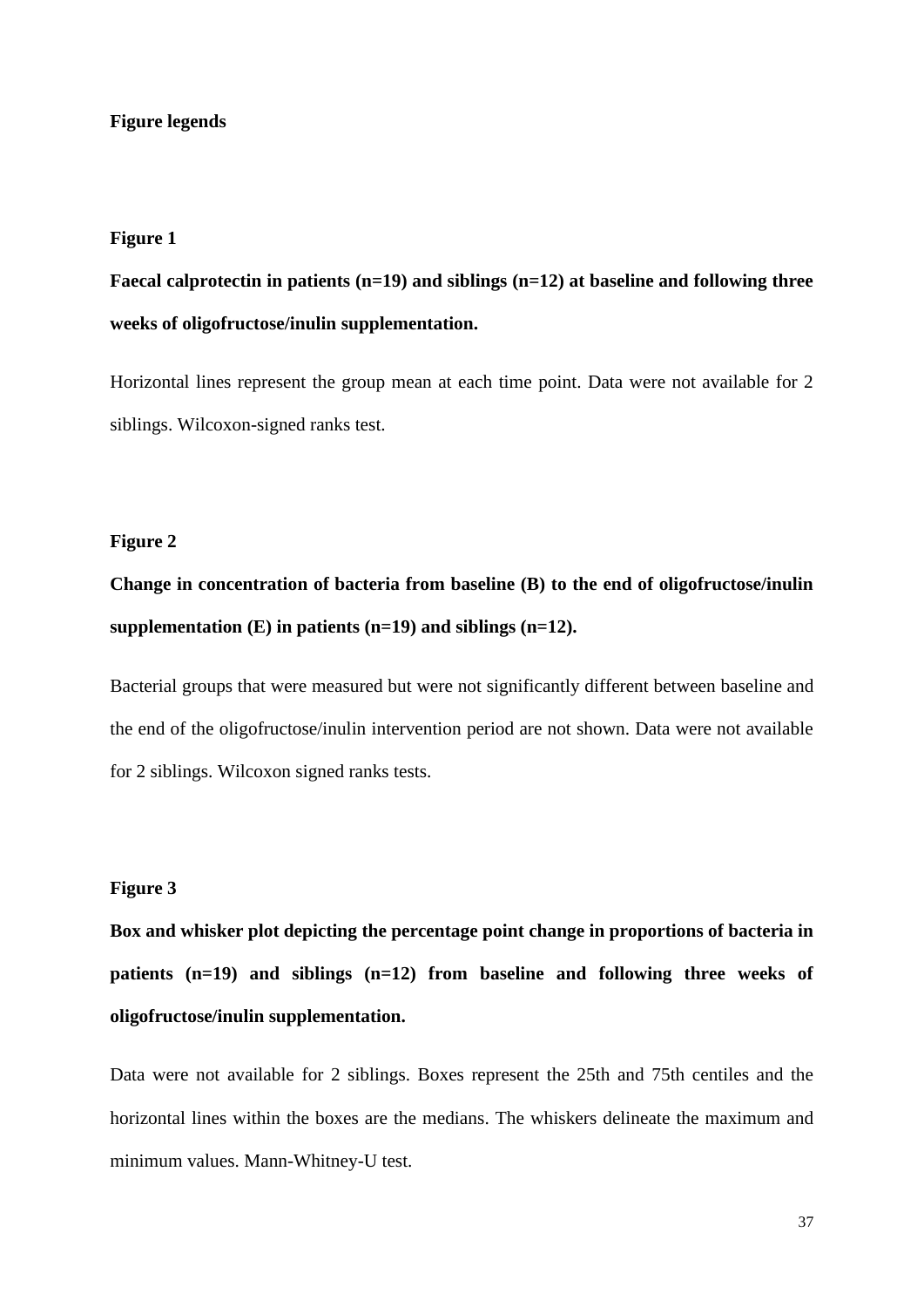## Figure legends

### Figure 1

**Faecal calprotectin in patients (n=19) and siblings (n=12) at baseline and following three weeks of oligofructose/inulin supplementation.**

Horizontal lines represent the group mean at each time point. Data were not available for 2 siblings. Wilcoxon-signed ranks test.

### Figure 2

**Change in concentration of bacteria from baseline (B) to the end of oligofructose/inulin supplementation (E) in patients (n=19) and siblings (n=12).**

Bacterial groups that were measured but were not significantly different between baseline and the end of the oligofructose/inulin intervention period are not shown. Data were not available for 2 siblings. Wilcoxon signed ranks tests.

### Figure 3

**Box and whisker plot depicting the percentage point change in proportions of bacteria in patients (n=19) and siblings (n=12) from baseline and following three weeks of oligofructose/inulin supplementation.**

Data were not available for 2 siblings. Boxes represent the 25th and 75th centiles and the horizontal lines within the boxes are the medians. The whiskers delineate the maximum and minimum values. Mann-Whitney-U test.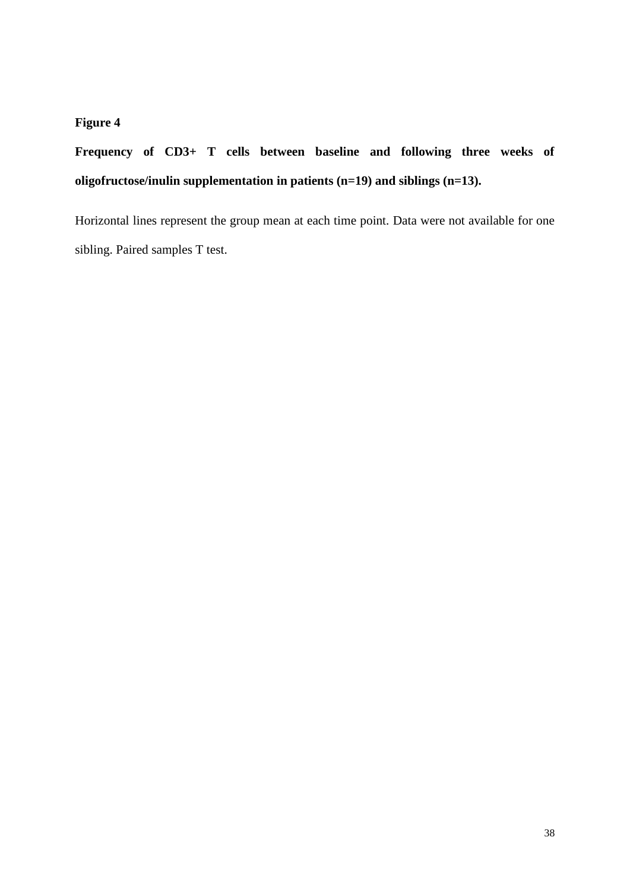**Figure 4**

**Frequency of CD3+ T cells between baseline and following three weeks of oligofructose/inulin supplementation in patients (n=19) and siblings (n=13).**

Horizontal lines represent the group mean at each time point. Data were not available for one sibling. Paired samples T test.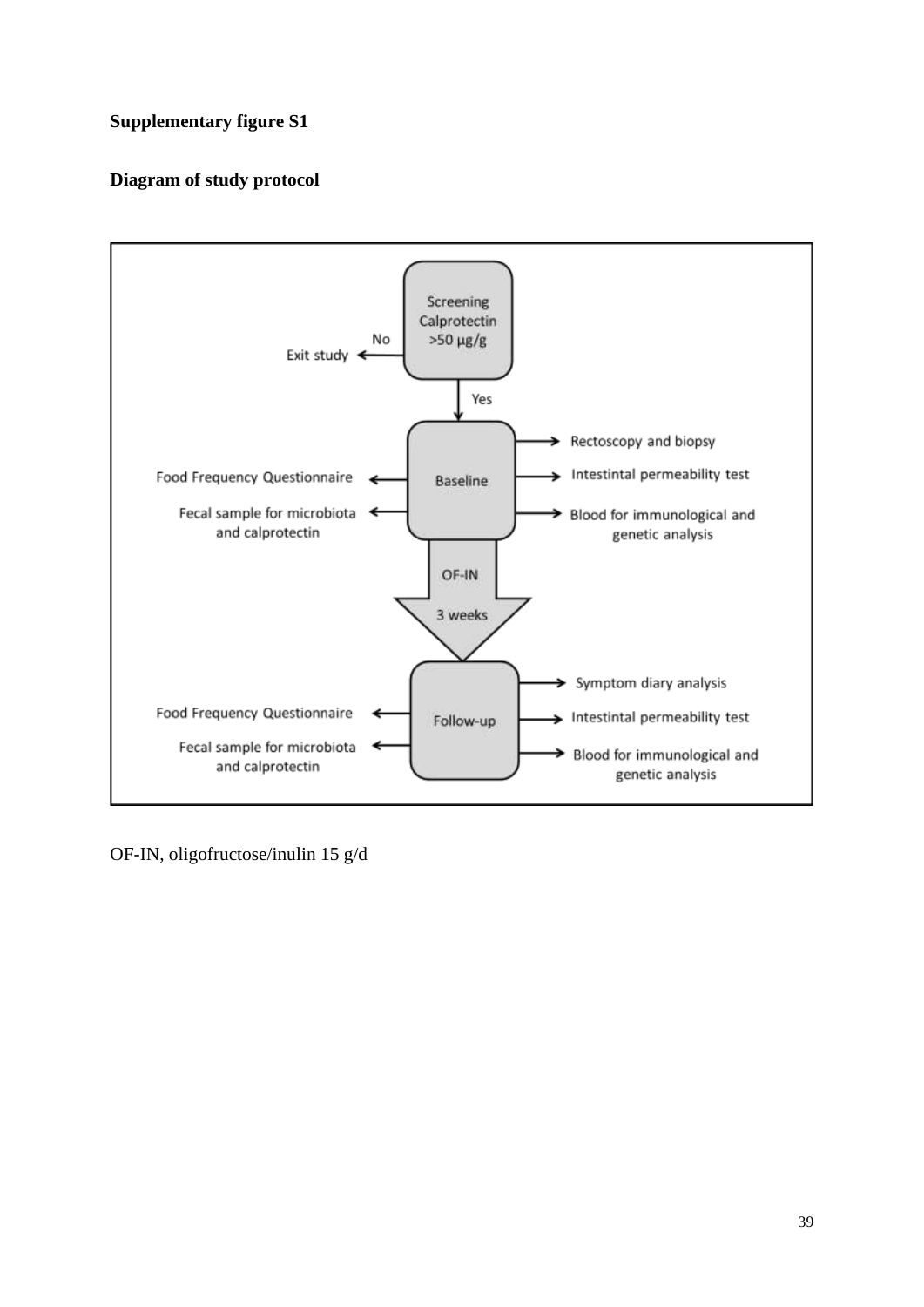**Supplementary figure S1**

**Diagram of study protocol**

Screening Calprotectin >50 µg/g

No → Exit study

Yes ↓

Baseline
- Food Frequency Questionnaire
- Fecal sample for microbiota and calprotectin
- Rectoscopy and biopsy
- Intestintal permeability test
- Blood for immunological and genetic analysis

OF-IN 3 weeks ↓

Follow-up
- Food Frequency Questionnaire
- Fecal sample for microbiota and calprotectin
- Symptom diary analysis
- Intestintal permeability test
- Blood for immunological and genetic analysis

OF-IN, oligofructose/inulin 15 g/d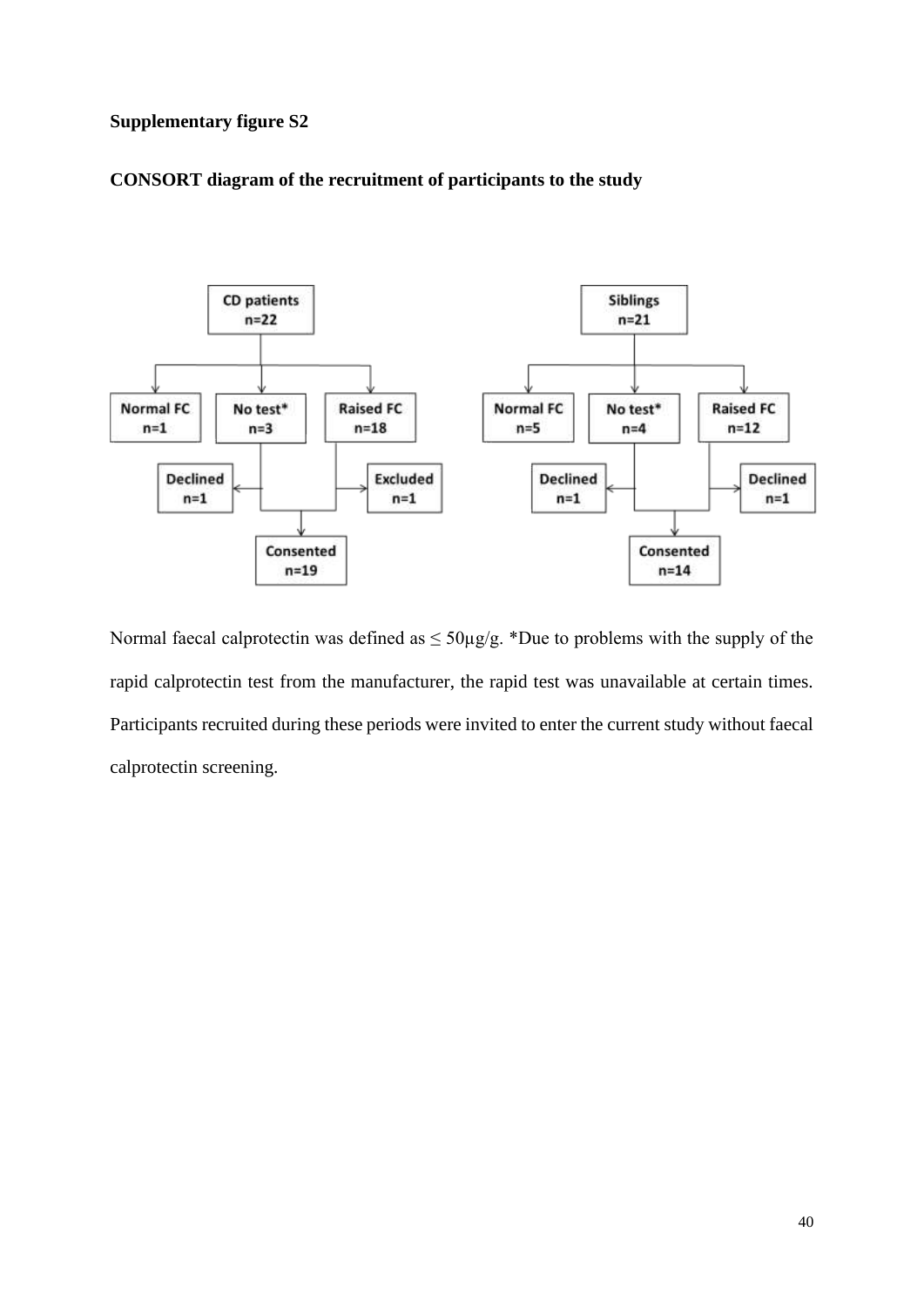**Supplementary figure S2**

**CONSORT diagram of the recruitment of participants to the study**

CD patients n=22

Normal FC n=1 | No test* n=3 | Raised FC n=18

Declined n=1 | Excluded n=1

Consented n=19

Siblings n=21

Normal FC n=5 | No test* n=4 | Raised FC n=12

Declined n=1 | Declined n=1

Consented n=14

Normal faecal calprotectin was defined as ≤ 50µg/g. *Due to problems with the supply of the rapid calprotectin test from the manufacturer, the rapid test was unavailable at certain times. Participants recruited during these periods were invited to enter the current study without faecal calprotectin screening.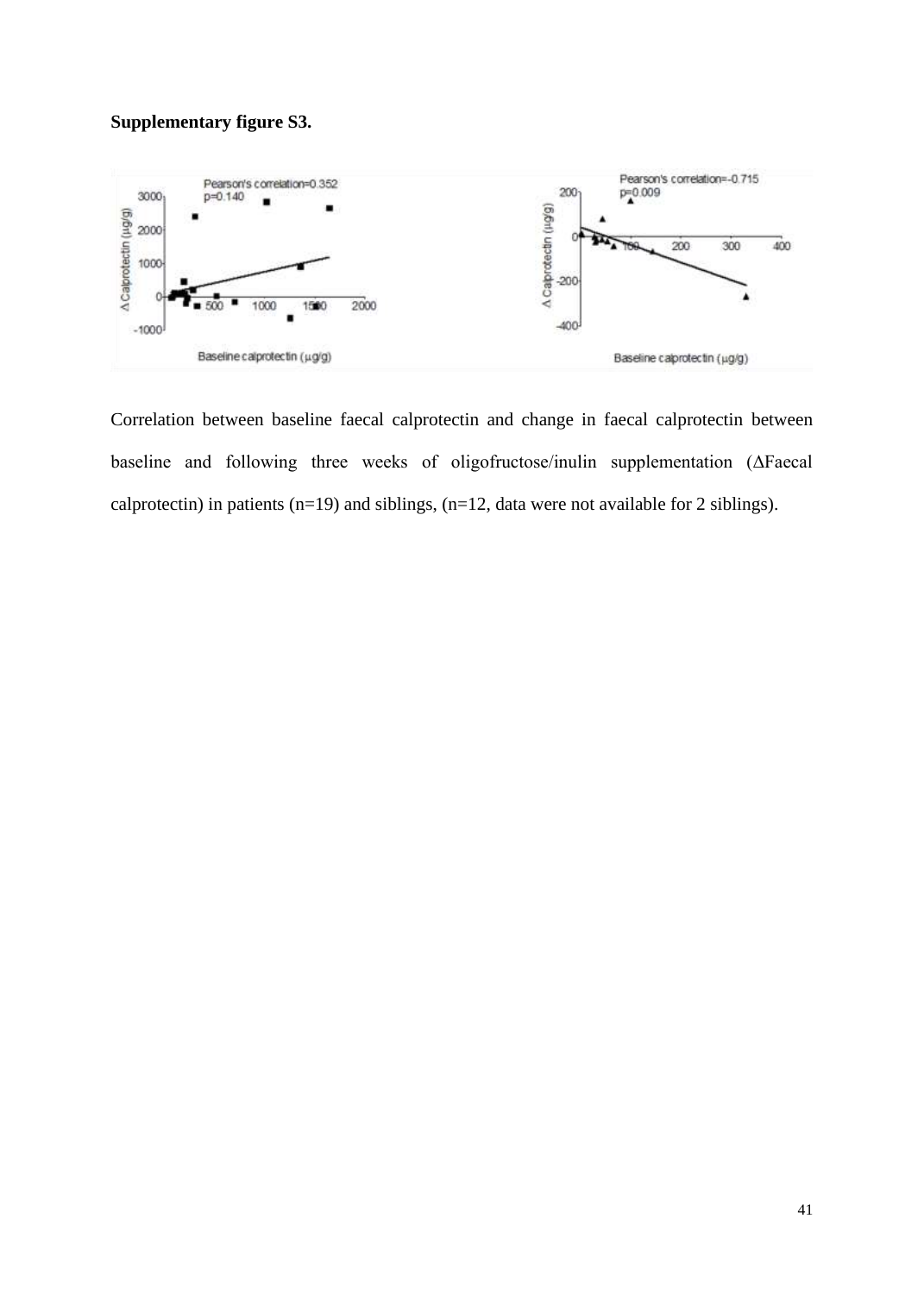**Supplementary figure S3.**

Correlation between baseline faecal calprotectin and change in faecal calprotectin between baseline and following three weeks of oligofructose/inulin supplementation (ΔFaecal calprotectin) in patients (n=19) and siblings, (n=12, data were not available for 2 siblings).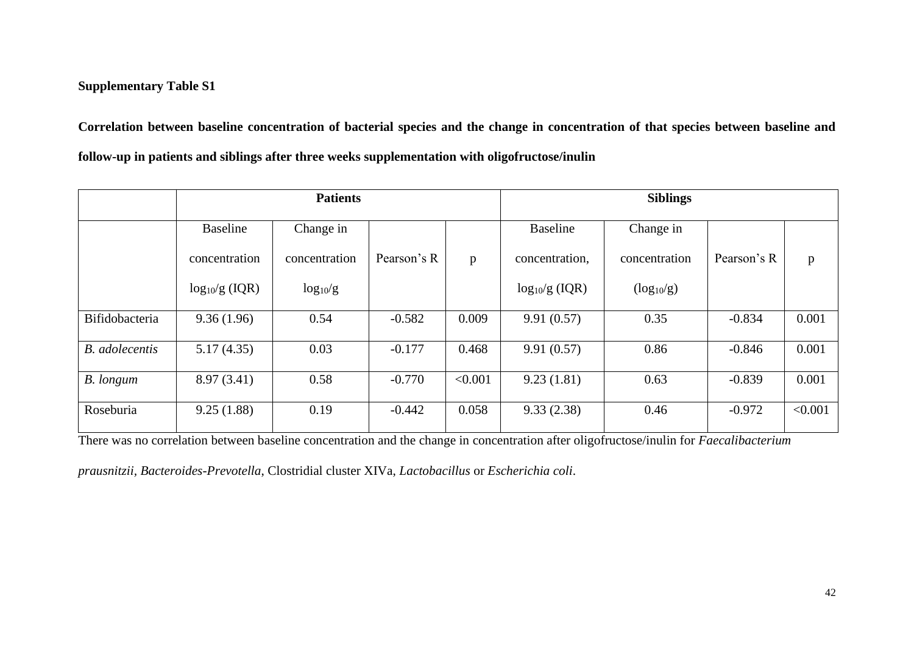**Supplementary Table S1**

**Correlation between baseline concentration of bacterial species and the change in concentration of that species between baseline and follow-up in patients and siblings after three weeks supplementation with oligofructose/inulin**

| | Patients | | | | Siblings | | | |
|---|---|---|---|---|---|---|---|---|
| | Baseline concentration $log_{10}$/g (IQR) | Change in concentration $log_{10}$/g | Pearson's R | p | Baseline concentration, $log_{10}$/g (IQR) | Change in concentration ($log_{10}$/g) | Pearson's R | p |
| Bifidobacteria | 9.36 (1.96) | 0.54 | -0.582 | 0.009 | 9.91 (0.57) | 0.35 | -0.834 | 0.001 |
| *B. adolecentis* | 5.17 (4.35) | 0.03 | -0.177 | 0.468 | 9.91 (0.57) | 0.86 | -0.846 | 0.001 |
| *B. longum* | 8.97 (3.41) | 0.58 | -0.770 | <0.001 | 9.23 (1.81) | 0.63 | -0.839 | 0.001 |
| Roseburia | 9.25 (1.88) | 0.19 | -0.442 | 0.058 | 9.33 (2.38) | 0.46 | -0.972 | <0.001 |

There was no correlation between baseline concentration and the change in concentration after oligofructose/inulin for *Faecalibacterium prausnitzii*, *Bacteroides-Prevotella*, Clostridial cluster XIVa, *Lactobacillus* or *Escherichia coli*.